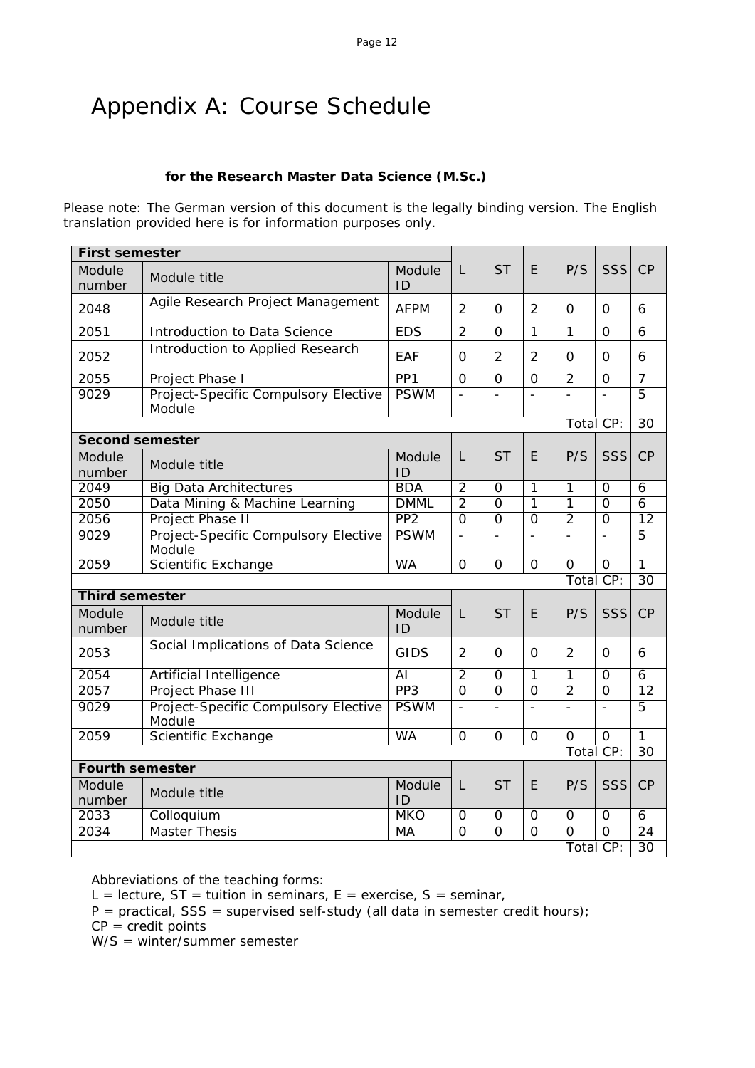# Appendix A: Course Schedule

**for the Research Master Data Science (M.Sc.)**

Please note: The German version of this document is the legally binding version. The English translation provided here is for information purposes only.

| **First semester** | | | | | | | | |
|---|---|---|---|---|---|---|---|---|
| Module number | Module title | Module ID | L | ST | E | P/S | SSS | CP |
| 2048 | Agile Research Project Management | AFPM | 2 | 0 | 2 | 0 | 0 | 6 |
| 2051 | Introduction to Data Science | EDS | 2 | 0 | 1 | 1 | 0 | 6 |
| 2052 | Introduction to Applied Research | EAF | 0 | 2 | 2 | 0 | 0 | 6 |
| 2055 | Project Phase I | PP1 | 0 | 0 | 0 | 2 | 0 | 7 |
| 9029 | Project-Specific Compulsory Elective Module | PSWM | - | - | - | - | - | 5 |
| | | | | | | Total CP: | | 30 |
| **Second semester** | | | | | | | | |
| Module number | Module title | Module ID | L | ST | E | P/S | SSS | CP |
| 2049 | Big Data Architectures | BDA | 2 | 0 | 1 | 1 | 0 | 6 |
| 2050 | Data Mining & Machine Learning | DMML | 2 | 0 | 1 | 1 | 0 | 6 |
| 2056 | Project Phase II | PP2 | 0 | 0 | 0 | 2 | 0 | 12 |
| 9029 | Project-Specific Compulsory Elective Module | PSWM | - | - | - | - | - | 5 |
| 2059 | Scientific Exchange | WA | 0 | 0 | 0 | 0 | 0 | 1 |
| | | | | | | Total CP: | | 30 |
| **Third semester** | | | | | | | | |
| Module number | Module title | Module ID | L | ST | E | P/S | SSS | CP |
| 2053 | Social Implications of Data Science | GIDS | 2 | 0 | 0 | 2 | 0 | 6 |
| 2054 | Artificial Intelligence | AI | 2 | 0 | 1 | 1 | 0 | 6 |
| 2057 | Project Phase III | PP3 | 0 | 0 | 0 | 2 | 0 | 12 |
| 9029 | Project-Specific Compulsory Elective Module | PSWM | - | - | - | - | - | 5 |
| 2059 | Scientific Exchange | WA | 0 | 0 | 0 | 0 | 0 | 1 |
| | | | | | | Total CP: | | 30 |
| **Fourth semester** | | | | | | | | |
| Module number | Module title | Module ID | L | ST | E | P/S | SSS | CP |
| 2033 | Colloquium | MKO | 0 | 0 | 0 | 0 | 0 | 6 |
| 2034 | Master Thesis | MA | 0 | 0 | 0 | 0 | 0 | 24 |
| | | | | | | Total CP: | | 30 |

Abbreviations of the teaching forms:
L = lecture, ST = tuition in seminars, E = exercise, S = seminar,
P = practical, SSS = supervised self-study (all data in semester credit hours);
CP = credit points
W/S = winter/summer semester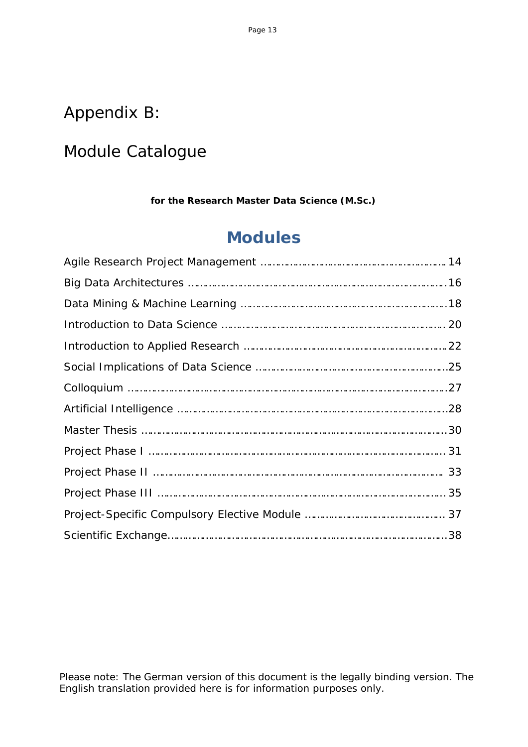# Appendix B:

# Module Catalogue

**for the Research Master Data Science (M.Sc.)**

## Modules

Agile Research Project Management ........................................................ 14

Big Data Architectures ........................................................................16

Data Mining & Machine Learning ...........................................................18

Introduction to Data Science ................................................................ 20

Introduction to Applied Research ...........................................................22

Social Implications of Data Science ........................................................25

Colloquium ........................................................................................27

Artificial Intelligence ...........................................................................28

Master Thesis .....................................................................................30

Project Phase I ...................................................................................31

Project Phase II ................................................................................. 33

Project Phase III .................................................................................35

Project-Specific Compulsory Elective Module ......................................... 37

Scientific Exchange..............................................................................38

Please note: The German version of this document is the legally binding version. The English translation provided here is for information purposes only.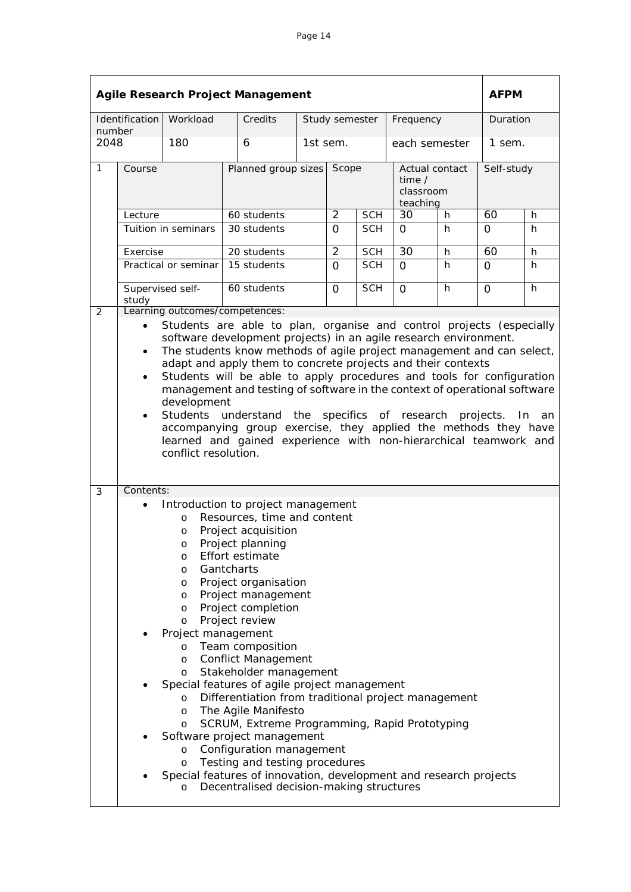## Agile Research Project Management — AFPM

| Identification number | Workload | Credits | Study semester | Frequency | Duration |
|---|---|---|---|---|---|
| 2048 | 180 | 6 | 1st sem. | each semester | 1 sem. |

**1**

| Course | Planned group sizes | Scope | | Actual contact time / classroom teaching | | Self-study | |
|---|---|---|---|---|---|---|---|
| Lecture | 60 students | 2 | SCH | 30 | h | 60 | h |
| Tuition in seminars | 30 students | 0 | SCH | 0 | h | 0 | h |
| Exercise | 20 students | 2 | SCH | 30 | h | 60 | h |
| Practical or seminar | 15 students | 0 | SCH | 0 | h | 0 | h |
| Supervised self-study | 60 students | 0 | SCH | 0 | h | 0 | h |

**2** Learning outcomes/competences:

- Students are able to plan, organise and control projects (especially software development projects) in an agile research environment.
- The students know methods of agile project management and can select, adapt and apply them to concrete projects and their contexts
- Students will be able to apply procedures and tools for configuration management and testing of software in the context of operational software development
- Students understand the specifics of research projects. In an accompanying group exercise, they applied the methods they have learned and gained experience with non-hierarchical teamwork and conflict resolution.

**3** Contents:

- Introduction to project management
  - Resources, time and content
  - Project acquisition
  - Project planning
  - Effort estimate
  - Gantcharts
  - Project organisation
  - Project management
  - Project completion
  - Project review
- Project management
  - Team composition
  - Conflict Management
  - Stakeholder management
- Special features of agile project management
  - Differentiation from traditional project management
  - The Agile Manifesto
  - SCRUM, Extreme Programming, Rapid Prototyping
- Software project management
  - Configuration management
  - Testing and testing procedures
- Special features of innovation, development and research projects
  - Decentralised decision-making structures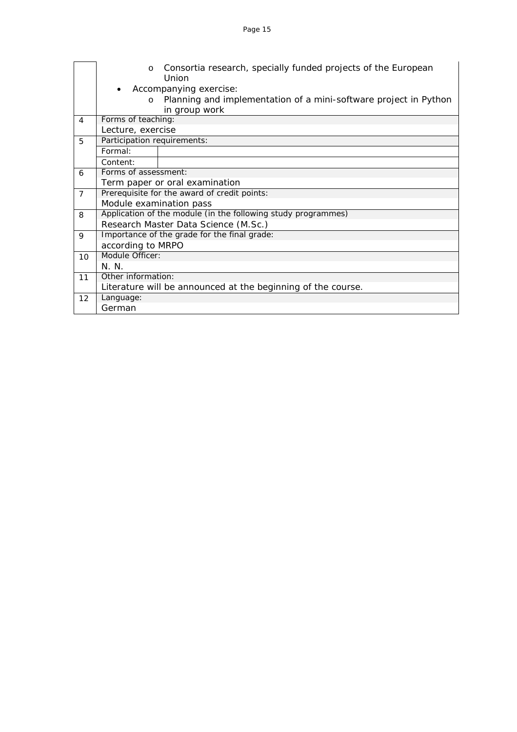| | |
|---|---|
| | o Consortia research, specially funded projects of the European Union<br>• Accompanying exercise:<br>o Planning and implementation of a mini-software project in Python in group work |
| 4 | Forms of teaching:<br>Lecture, exercise |
| 5 | Participation requirements:<br>Formal:<br>Content: |
| 6 | Forms of assessment:<br>Term paper or oral examination |
| 7 | Prerequisite for the award of credit points:<br>Module examination pass |
| 8 | Application of the module (in the following study programmes)<br>Research Master Data Science (M.Sc.) |
| 9 | Importance of the grade for the final grade:<br>according to MRPO |
| 10 | Module Officer:<br>N. N. |
| 11 | Other information:<br>Literature will be announced at the beginning of the course. |
| 12 | Language:<br>German |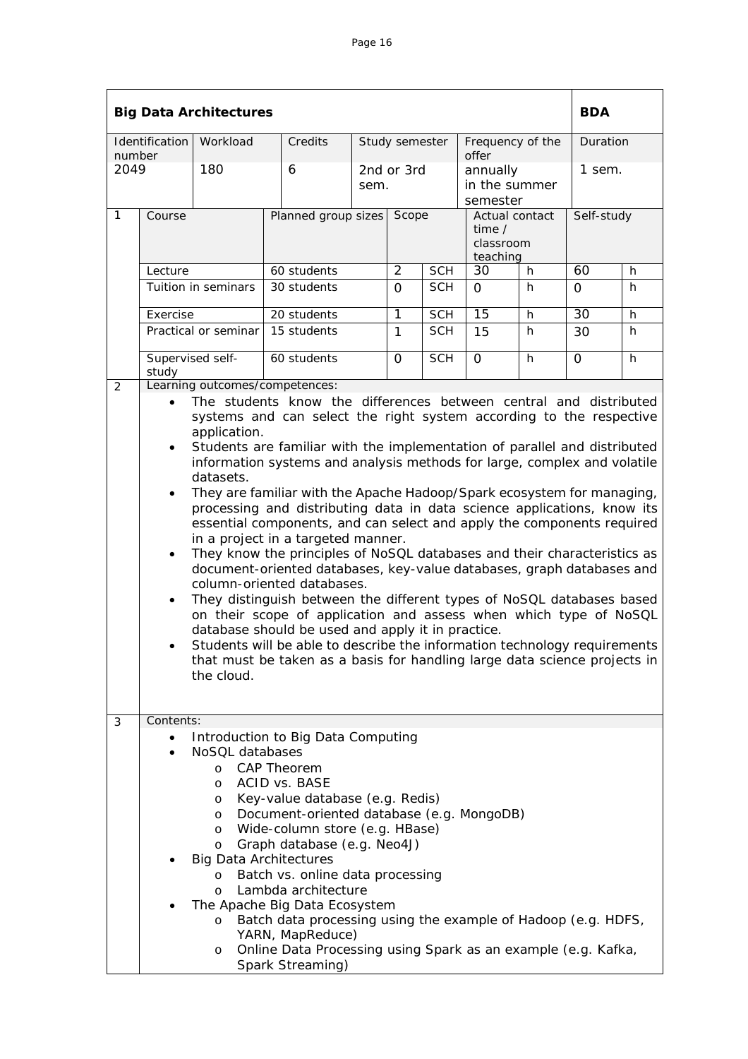## Big Data Architectures — BDA

| Identification number | Workload | Credits | Study semester | Frequency of the offer | Duration |
|---|---|---|---|---|---|
| 2049 | 180 | 6 | 2nd or 3rd sem. | annually in the summer semester | 1 sem. |

**1**

| Course | Planned group sizes | Scope | | Actual contact time / classroom teaching | | Self-study | |
|---|---|---|---|---|---|---|---|
| Lecture | 60 students | 2 | SCH | 30 | h | 60 | h |
| Tuition in seminars | 30 students | 0 | SCH | 0 | h | 0 | h |
| Exercise | 20 students | 1 | SCH | 15 | h | 30 | h |
| Practical or seminar | 15 students | 1 | SCH | 15 | h | 30 | h |
| Supervised self-study | 60 students | 0 | SCH | 0 | h | 0 | h |

**2** Learning outcomes/competences:

- The students know the differences between central and distributed systems and can select the right system according to the respective application.
- Students are familiar with the implementation of parallel and distributed information systems and analysis methods for large, complex and volatile datasets.
- They are familiar with the Apache Hadoop/Spark ecosystem for managing, processing and distributing data in data science applications, know its essential components, and can select and apply the components required in a project in a targeted manner.
- They know the principles of NoSQL databases and their characteristics as document-oriented databases, key-value databases, graph databases and column-oriented databases.
- They distinguish between the different types of NoSQL databases based on their scope of application and assess when which type of NoSQL database should be used and apply it in practice.
- Students will be able to describe the information technology requirements that must be taken as a basis for handling large data science projects in the cloud.

**3** Contents:

- Introduction to Big Data Computing
- NoSQL databases
  - CAP Theorem
  - ACID vs. BASE
  - Key-value database (e.g. Redis)
  - Document-oriented database (e.g. MongoDB)
  - Wide-column store (e.g. HBase)
  - Graph database (e.g. Neo4J)
- Big Data Architectures
  - Batch vs. online data processing
  - Lambda architecture
- The Apache Big Data Ecosystem
  - Batch data processing using the example of Hadoop (e.g. HDFS, YARN, MapReduce)
  - Online Data Processing using Spark as an example (e.g. Kafka, Spark Streaming)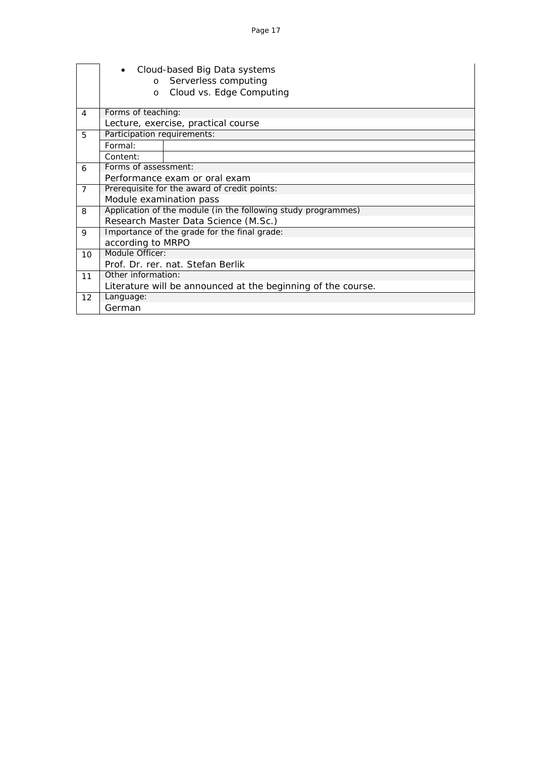| | |
|---|---|
| | • Cloud-based Big Data systems<br>  o Serverless computing<br>  o Cloud vs. Edge Computing |
| 4 | Forms of teaching:<br>Lecture, exercise, practical course |
| 5 | Participation requirements:<br>Formal:<br>Content: |
| 6 | Forms of assessment:<br>Performance exam or oral exam |
| 7 | Prerequisite for the award of credit points:<br>Module examination pass |
| 8 | Application of the module (in the following study programmes)<br>Research Master Data Science (M.Sc.) |
| 9 | Importance of the grade for the final grade:<br>according to MRPO |
| 10 | Module Officer:<br>Prof. Dr. rer. nat. Stefan Berlik |
| 11 | Other information:<br>Literature will be announced at the beginning of the course. |
| 12 | Language:<br>German |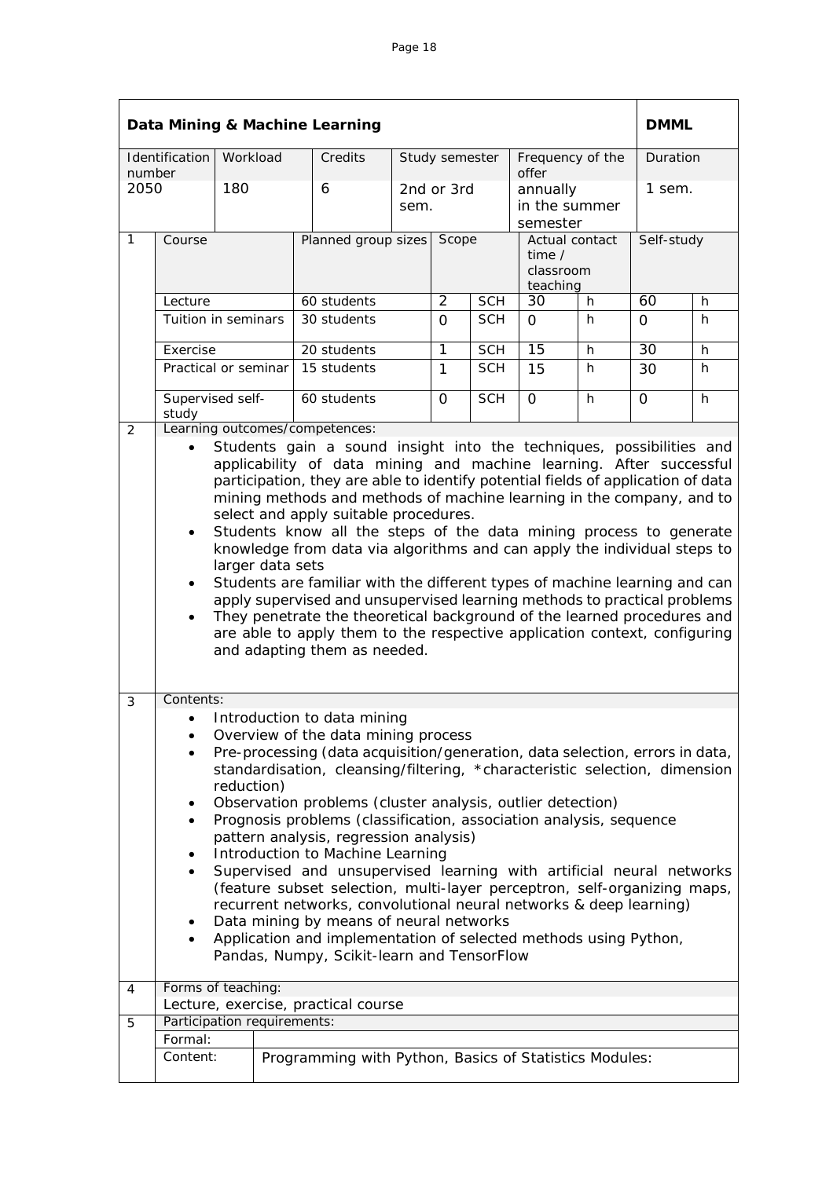## Data Mining & Machine Learning — DMML

| Identification number | Workload | Credits | Study semester | Frequency of the offer | Duration |
|---|---|---|---|---|---|
| 2050 | 180 | 6 | 2nd or 3rd sem. | annually in the summer semester | 1 sem. |

**1**

| Course | Planned group sizes | Scope | Actual contact time / classroom teaching | Self-study |
|---|---|---|---|---|
| Lecture | 60 students | 2 SCH | 30 h | 60 h |
| Tuition in seminars | 30 students | 0 SCH | 0 h | 0 h |
| Exercise | 20 students | 1 SCH | 15 h | 30 h |
| Practical or seminar | 15 students | 1 SCH | 15 h | 30 h |
| Supervised self-study | 60 students | 0 SCH | 0 h | 0 h |

**2 Learning outcomes/competences:**

- Students gain a sound insight into the techniques, possibilities and applicability of data mining and machine learning. After successful participation, they are able to identify potential fields of application of data mining methods and methods of machine learning in the company, and to select and apply suitable procedures.
- Students know all the steps of the data mining process to generate knowledge from data via algorithms and can apply the individual steps to larger data sets
- Students are familiar with the different types of machine learning and can apply supervised and unsupervised learning methods to practical problems
- They penetrate the theoretical background of the learned procedures and are able to apply them to the respective application context, configuring and adapting them as needed.

**3 Contents:**

- Introduction to data mining
- Overview of the data mining process
- Pre-processing (data acquisition/generation, data selection, errors in data, standardisation, cleansing/filtering, *characteristic selection, dimension reduction)
- Observation problems (cluster analysis, outlier detection)
- Prognosis problems (classification, association analysis, sequence pattern analysis, regression analysis)
- Introduction to Machine Learning
- Supervised and unsupervised learning with artificial neural networks (feature subset selection, multi-layer perceptron, self-organizing maps, recurrent networks, convolutional neural networks & deep learning)
- Data mining by means of neural networks
- Application and implementation of selected methods using Python, Pandas, Numpy, Scikit-learn and TensorFlow

**4 Forms of teaching:**

Lecture, exercise, practical course

**5 Participation requirements:**

Formal:

Content: Programming with Python, Basics of Statistics Modules: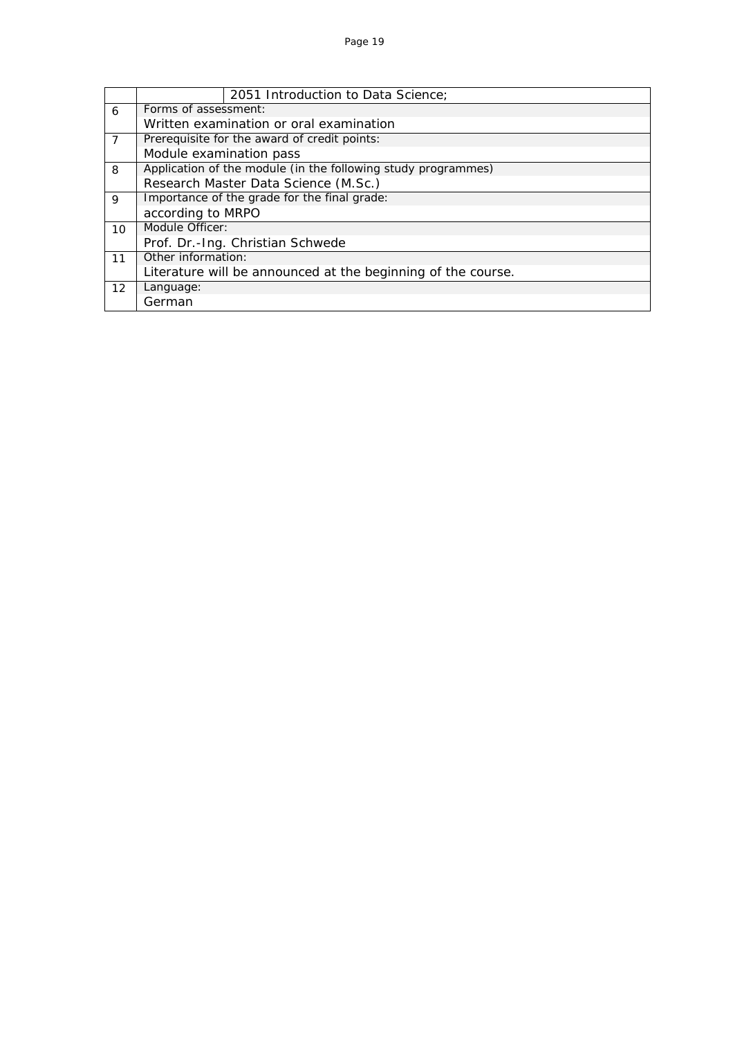| | | |
|---|---|---|
| | | 2051 Introduction to Data Science; |
| 6 | Forms of assessment:<br>Written examination or oral examination | |
| 7 | Prerequisite for the award of credit points:<br>Module examination pass | |
| 8 | Application of the module (in the following study programmes)<br>Research Master Data Science (M.Sc.) | |
| 9 | Importance of the grade for the final grade:<br>according to MRPO | |
| 10 | Module Officer:<br>Prof. Dr.-Ing. Christian Schwede | |
| 11 | Other information:<br>Literature will be announced at the beginning of the course. | |
| 12 | Language:<br>German | |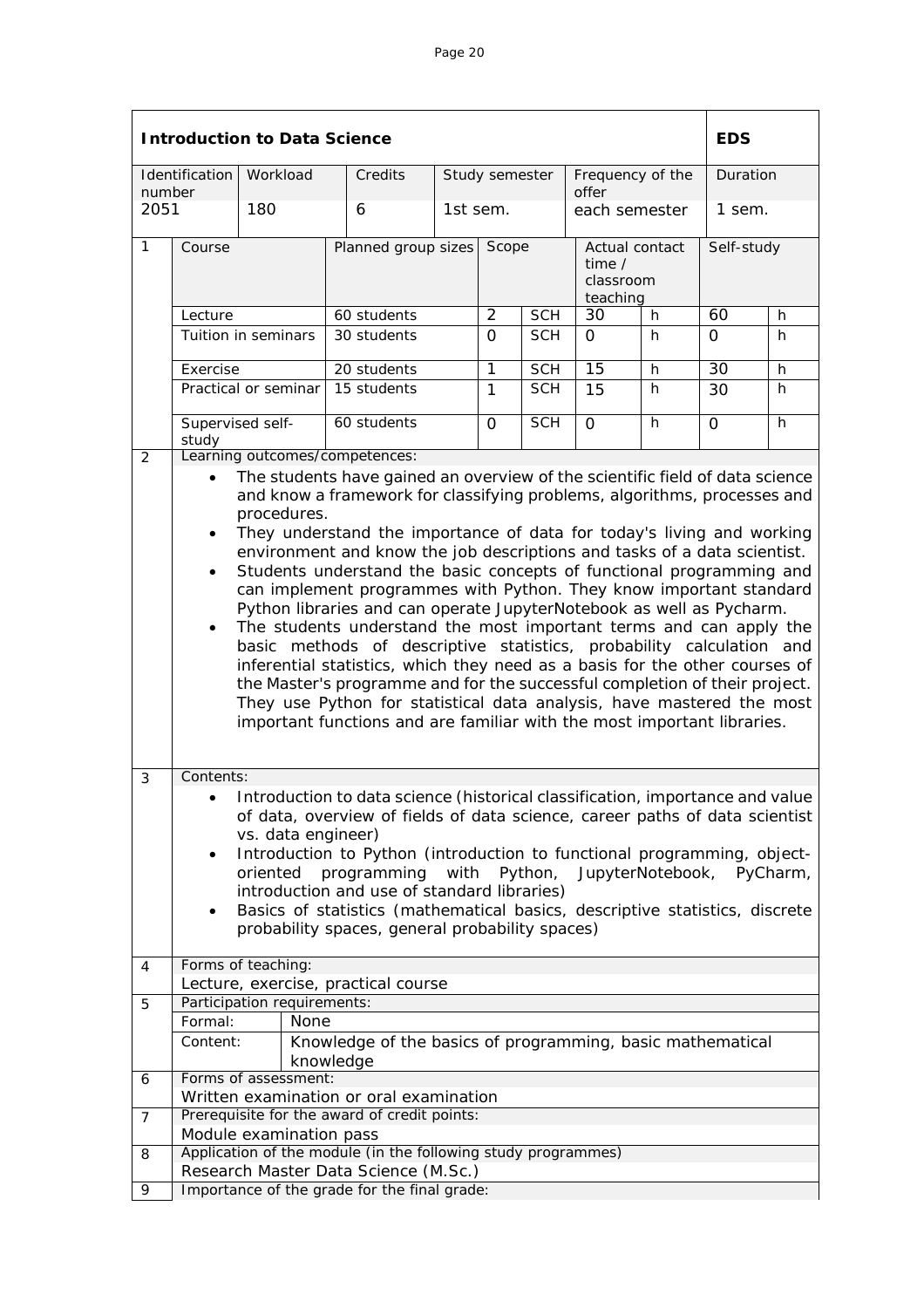## Introduction to Data Science

**EDS**

| Identification number | Workload | Credits | Study semester | Frequency of the offer | Duration |
|---|---|---|---|---|---|
| 2051 | 180 | 6 | 1st sem. | each semester | 1 sem. |

**1**

| Course | Planned group sizes | Scope | | Actual contact time / classroom teaching | | Self-study | |
|---|---|---|---|---|---|---|---|
| Lecture | 60 students | 2 | SCH | 30 | h | 60 | h |
| Tuition in seminars | 30 students | 0 | SCH | 0 | h | 0 | h |
| Exercise | 20 students | 1 | SCH | 15 | h | 30 | h |
| Practical or seminar | 15 students | 1 | SCH | 15 | h | 30 | h |
| Supervised self-study | 60 students | 0 | SCH | 0 | h | 0 | h |

**2** Learning outcomes/competences:

- The students have gained an overview of the scientific field of data science and know a framework for classifying problems, algorithms, processes and procedures.
- They understand the importance of data for today's living and working environment and know the job descriptions and tasks of a data scientist.
- Students understand the basic concepts of functional programming and can implement programmes with Python. They know important standard Python libraries and can operate JupyterNotebook as well as Pycharm.
- The students understand the most important terms and can apply the basic methods of descriptive statistics, probability calculation and inferential statistics, which they need as a basis for the other courses of the Master's programme and for the successful completion of their project. They use Python for statistical data analysis, have mastered the most important functions and are familiar with the most important libraries.

**3** Contents:

- Introduction to data science (historical classification, importance and value of data, overview of fields of data science, career paths of data scientist vs. data engineer)
- Introduction to Python (introduction to functional programming, object-oriented programming with Python, JupyterNotebook, PyCharm, introduction and use of standard libraries)
- Basics of statistics (mathematical basics, descriptive statistics, discrete probability spaces, general probability spaces)

**4** Forms of teaching:

Lecture, exercise, practical course

**5** Participation requirements:

| | |
|---|---|
| Formal: | None |
| Content: | Knowledge of the basics of programming, basic mathematical knowledge |

**6** Forms of assessment:

Written examination or oral examination

**7** Prerequisite for the award of credit points:

Module examination pass

**8** Application of the module (in the following study programmes)

Research Master Data Science (M.Sc.)

**9** Importance of the grade for the final grade: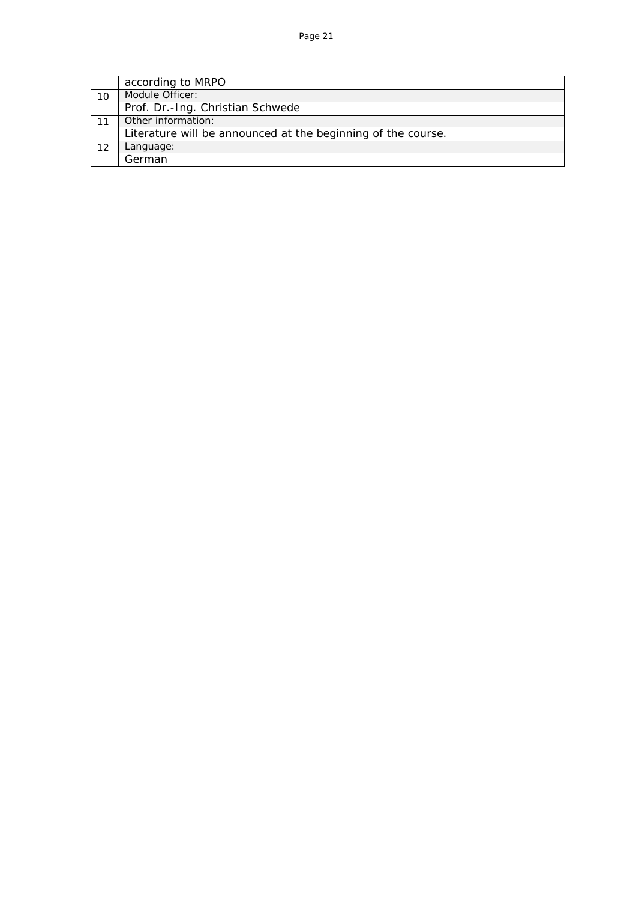|  |  |
|---|---|
|  | according to MRPO |
| 10 | Module Officer:<br>Prof. Dr.-Ing. Christian Schwede |
| 11 | Other information:<br>Literature will be announced at the beginning of the course. |
| 12 | Language:<br>German |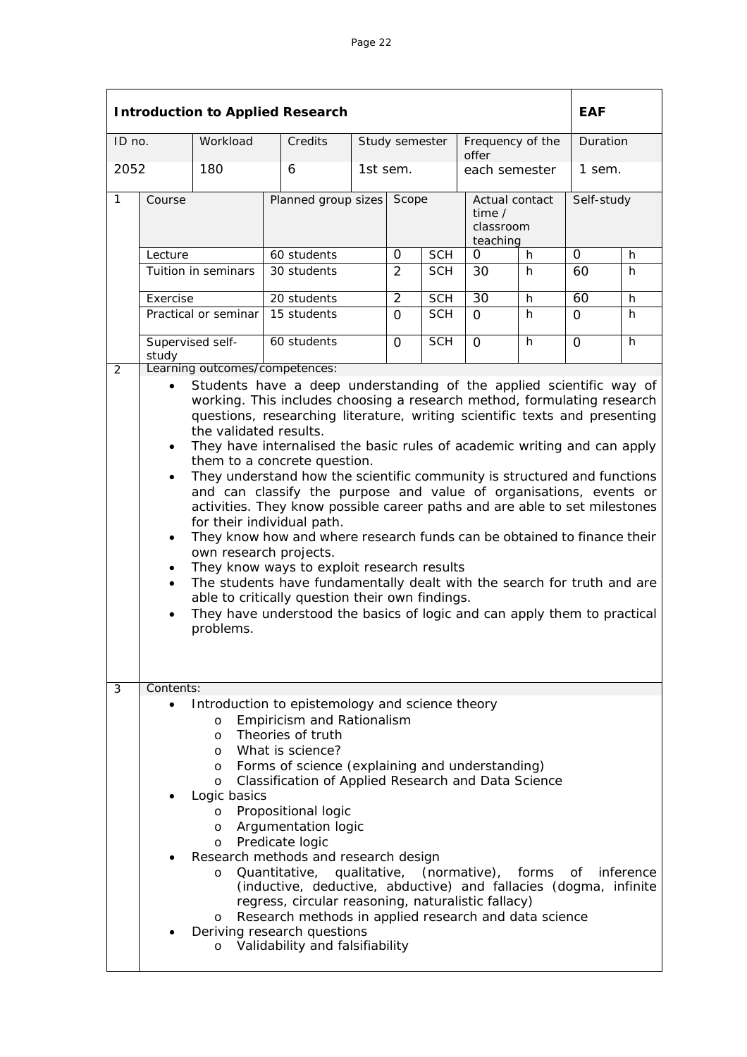| **Introduction to Applied Research** | | | | | | | | | **EAF** | |
|---|---|---|---|---|---|---|---|---|---|---|
| ID no. | Workload | Credits | Study semester | | | Frequency of the offer | | | Duration | |
| 2052 | 180 | 6 | 1st sem. | | | each semester | | | 1 sem. | |
| 1 | Course | Planned group sizes | | Scope | | Actual contact time / classroom teaching | | | Self-study | |
| | Lecture | 60 students | | 0 | SCH | 0 | h | | 0 | h |
| | Tuition in seminars | 30 students | | 2 | SCH | 30 | h | | 60 | h |
| | Exercise | 20 students | | 2 | SCH | 30 | h | | 60 | h |
| | Practical or seminar | 15 students | | 0 | SCH | 0 | h | | 0 | h |
| | Supervised self-study | 60 students | | 0 | SCH | 0 | h | | 0 | h |

**2 Learning outcomes/competences:**

- Students have a deep understanding of the applied scientific way of working. This includes choosing a research method, formulating research questions, researching literature, writing scientific texts and presenting the validated results.
- They have internalised the basic rules of academic writing and can apply them to a concrete question.
- They understand how the scientific community is structured and functions and can classify the purpose and value of organisations, events or activities. They know possible career paths and are able to set milestones for their individual path.
- They know how and where research funds can be obtained to finance their own research projects.
- They know ways to exploit research results
- The students have fundamentally dealt with the search for truth and are able to critically question their own findings.
- They have understood the basics of logic and can apply them to practical problems.

**3 Contents:**

- Introduction to epistemology and science theory
  - Empiricism and Rationalism
  - Theories of truth
  - What is science?
  - Forms of science (explaining and understanding)
  - Classification of Applied Research and Data Science
- Logic basics
  - Propositional logic
  - Argumentation logic
  - Predicate logic
- Research methods and research design
  - Quantitative, qualitative, (normative), forms of inference (inductive, deductive, abductive) and fallacies (dogma, infinite regress, circular reasoning, naturalistic fallacy)
  - Research methods in applied research and data science
- Deriving research questions
  - Validability and falsifiability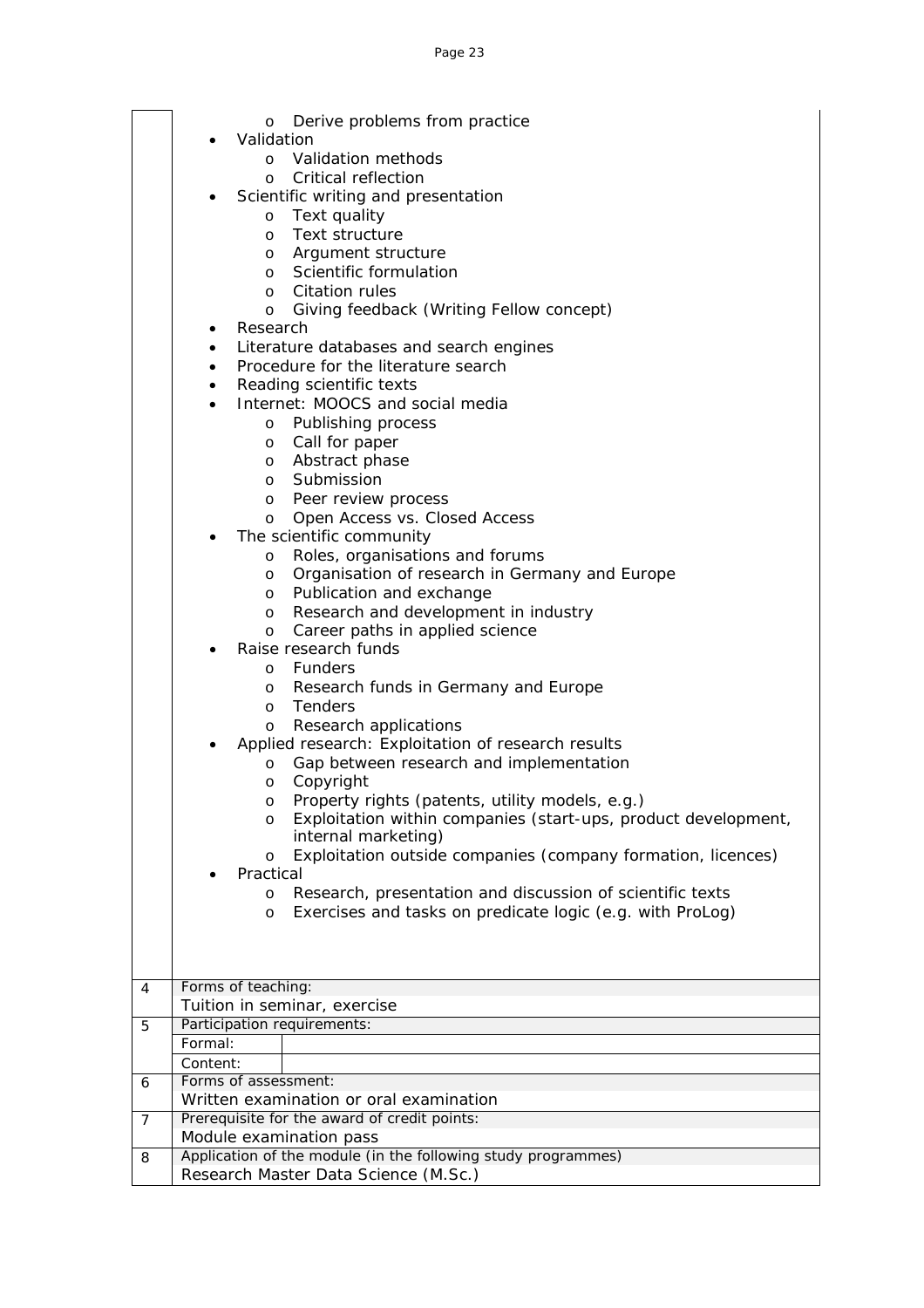|  |  |
|---|---|
|  | - Derive problems from practice<br>- Validation<br>  - Validation methods<br>  - Critical reflection<br>- Scientific writing and presentation<br>  - Text quality<br>  - Text structure<br>  - Argument structure<br>  - Scientific formulation<br>  - Citation rules<br>  - Giving feedback (Writing Fellow concept)<br>- Research<br>- Literature databases and search engines<br>- Procedure for the literature search<br>- Reading scientific texts<br>- Internet: MOOCS and social media<br>  - Publishing process<br>  - Call for paper<br>  - Abstract phase<br>  - Submission<br>  - Peer review process<br>  - Open Access vs. Closed Access<br>- The scientific community<br>  - Roles, organisations and forums<br>  - Organisation of research in Germany and Europe<br>  - Publication and exchange<br>  - Research and development in industry<br>  - Career paths in applied science<br>- Raise research funds<br>  - Funders<br>  - Research funds in Germany and Europe<br>  - Tenders<br>  - Research applications<br>- Applied research: Exploitation of research results<br>  - Gap between research and implementation<br>  - Copyright<br>  - Property rights (patents, utility models, e.g.)<br>  - Exploitation within companies (start-ups, product development, internal marketing)<br>  - Exploitation outside companies (company formation, licences)<br>- Practical<br>  - Research, presentation and discussion of scientific texts<br>  - Exercises and tasks on predicate logic (e.g. with ProLog) |
| 4 | Forms of teaching:<br>Tuition in seminar, exercise |
| 5 | Participation requirements:<br>Formal:<br>Content: |
| 6 | Forms of assessment:<br>Written examination or oral examination |
| 7 | Prerequisite for the award of credit points:<br>Module examination pass |
| 8 | Application of the module (in the following study programmes)<br>Research Master Data Science (M.Sc.) |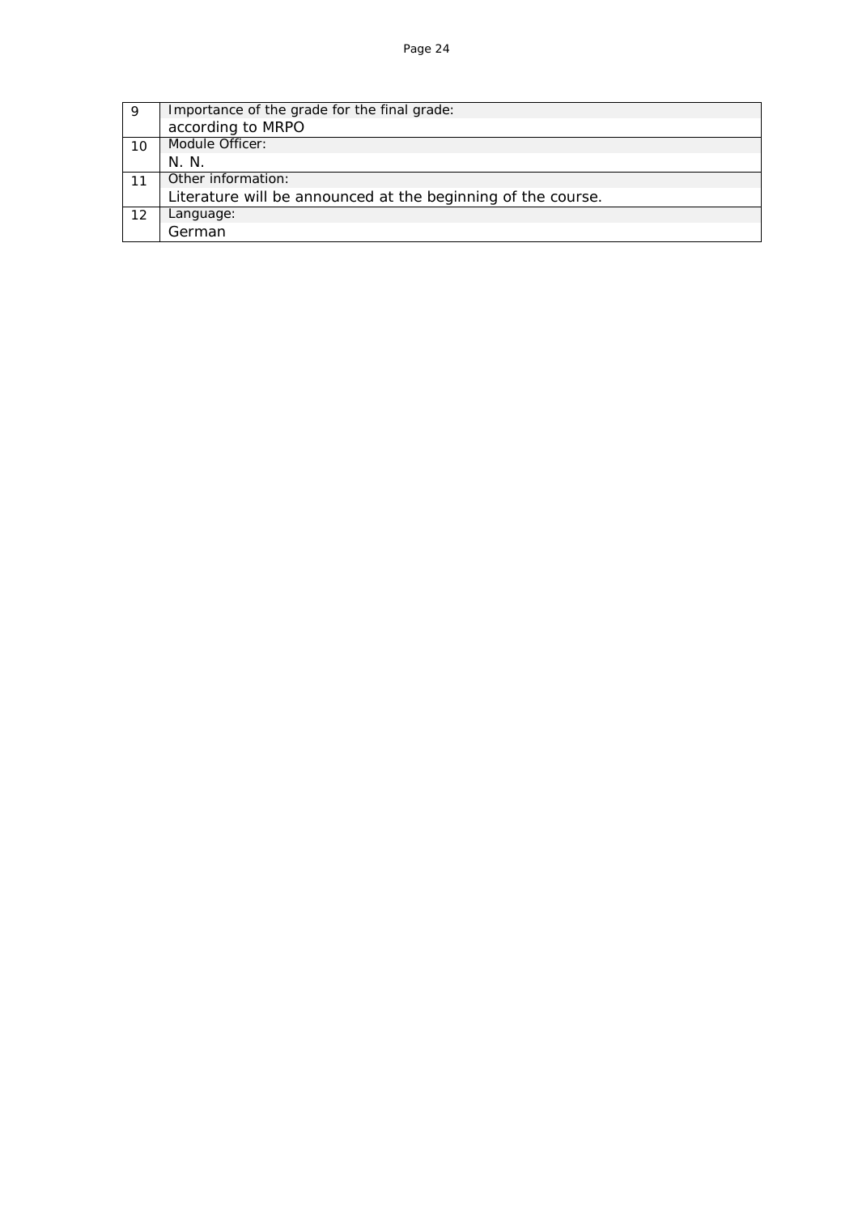| | |
|---|---|
| 9 | Importance of the grade for the final grade:<br>according to MRPO |
| 10 | Module Officer:<br>N. N. |
| 11 | Other information:<br>Literature will be announced at the beginning of the course. |
| 12 | Language:<br>German |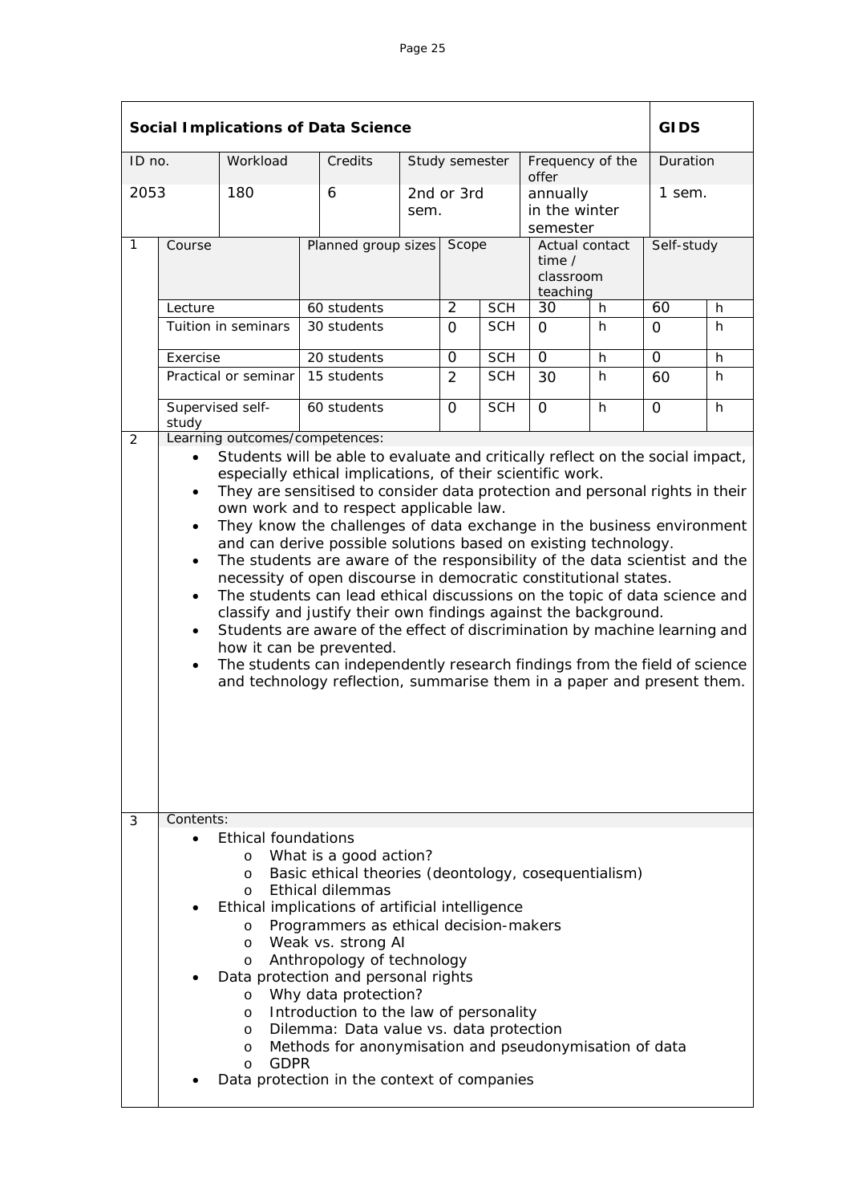| Social Implications of Data Science | | | | | | | GIDS |
|---|---|---|---|---|---|---|---|
| ID no. | Workload | Credits | Study semester | Frequency of the offer | | | Duration |
| 2053 | 180 | 6 | 2nd or 3rd sem. | annually in the winter semester | | | 1 sem. |

| 1 | Course | Planned group sizes | Scope | | Actual contact time / classroom teaching | | Self-study | |
|---|---|---|---|---|---|---|---|---|
| | Lecture | 60 students | 2 | SCH | 30 | h | 60 | h |
| | Tuition in seminars | 30 students | 0 | SCH | 0 | h | 0 | h |
| | Exercise | 20 students | 0 | SCH | 0 | h | 0 | h |
| | Practical or seminar | 15 students | 2 | SCH | 30 | h | 60 | h |
| | Supervised self-study | 60 students | 0 | SCH | 0 | h | 0 | h |

**2 Learning outcomes/competences:**

- Students will be able to evaluate and critically reflect on the social impact, especially ethical implications, of their scientific work.
- They are sensitised to consider data protection and personal rights in their own work and to respect applicable law.
- They know the challenges of data exchange in the business environment and can derive possible solutions based on existing technology.
- The students are aware of the responsibility of the data scientist and the necessity of open discourse in democratic constitutional states.
- The students can lead ethical discussions on the topic of data science and classify and justify their own findings against the background.
- Students are aware of the effect of discrimination by machine learning and how it can be prevented.
- The students can independently research findings from the field of science and technology reflection, summarise them in a paper and present them.

**3 Contents:**

- Ethical foundations
  - What is a good action?
  - Basic ethical theories (deontology, cosequentialism)
  - Ethical dilemmas
- Ethical implications of artificial intelligence
  - Programmers as ethical decision-makers
  - Weak vs. strong AI
  - Anthropology of technology
- Data protection and personal rights
  - Why data protection?
  - Introduction to the law of personality
  - Dilemma: Data value vs. data protection
  - Methods for anonymisation and pseudonymisation of data
  - GDPR
- Data protection in the context of companies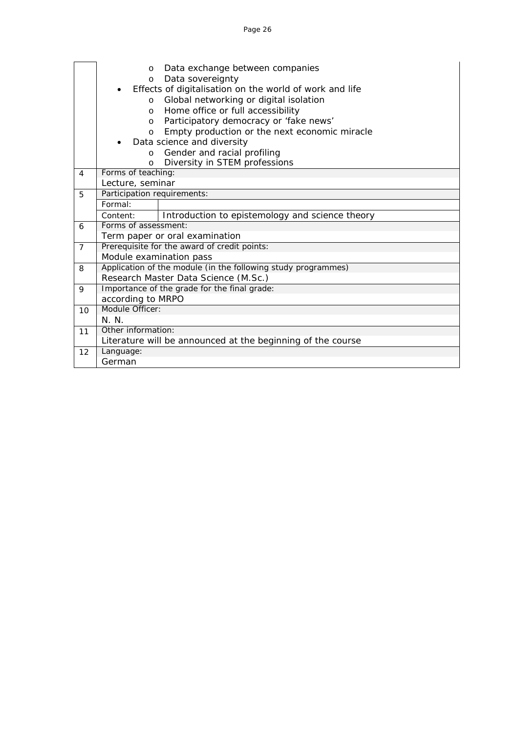| | |
|---|---|
| | - Data exchange between companies<br>- Data sovereignty<br>• Effects of digitalisation on the world of work and life<br>- Global networking or digital isolation<br>- Home office or full accessibility<br>- Participatory democracy or 'fake news'<br>- Empty production or the next economic miracle<br>• Data science and diversity<br>- Gender and racial profiling<br>- Diversity in STEM professions |
| 4 | Forms of teaching:<br>Lecture, seminar |
| 5 | Participation requirements:<br>Formal:<br>Content: Introduction to epistemology and science theory |
| 6 | Forms of assessment:<br>Term paper or oral examination |
| 7 | Prerequisite for the award of credit points:<br>Module examination pass |
| 8 | Application of the module (in the following study programmes)<br>Research Master Data Science (M.Sc.) |
| 9 | Importance of the grade for the final grade:<br>according to MRPO |
| 10 | Module Officer:<br>N. N. |
| 11 | Other information:<br>Literature will be announced at the beginning of the course |
| 12 | Language:<br>German |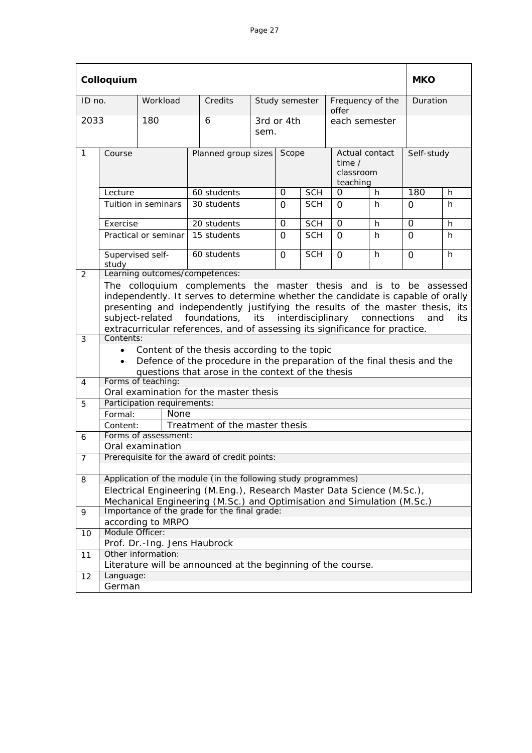| Colloquium | | | | | | | MKO |
|---|---|---|---|---|---|---|---|
| ID no. | Workload | Credits | Study semester | Frequency of the offer | | | Duration |
| 2033 | 180 | 6 | 3rd or 4th sem. | each semester | | | |

| | Course | Planned group sizes | Scope | | Actual contact time / classroom teaching | | Self-study | |
|---|---|---|---|---|---|---|---|---|
| 1 | Lecture | 60 students | 0 | SCH | 0 | h | 180 | h |
| | Tuition in seminars | 30 students | 0 | SCH | 0 | h | 0 | h |
| | Exercise | 20 students | 0 | SCH | 0 | h | 0 | h |
| | Practical or seminar | 15 students | 0 | SCH | 0 | h | 0 | h |
| | Supervised self-study | 60 students | 0 | SCH | 0 | h | 0 | h |

**2 Learning outcomes/competences:**

The colloquium complements the master thesis and is to be assessed independently. It serves to determine whether the candidate is capable of orally presenting and independently justifying the results of the master thesis, its subject-related foundations, its interdisciplinary connections and its extracurricular references, and of assessing its significance for practice.

**3 Contents:**

- Content of the thesis according to the topic
- Defence of the procedure in the preparation of the final thesis and the questions that arose in the context of the thesis

**4 Forms of teaching:**

Oral examination for the master thesis

**5 Participation requirements:**

| | |
|---|---|
| Formal: | None |
| Content: | Treatment of the master thesis |

**6 Forms of assessment:**

Oral examination

**7 Prerequisite for the award of credit points:**

**8 Application of the module (in the following study programmes)**

Electrical Engineering (M.Eng.), Research Master Data Science (M.Sc.), Mechanical Engineering (M.Sc.) and Optimisation and Simulation (M.Sc.)

**9 Importance of the grade for the final grade:**

according to MRPO

**10 Module Officer:**

Prof. Dr.-Ing. Jens Haubrock

**11 Other information:**

Literature will be announced at the beginning of the course.

**12 Language:**

German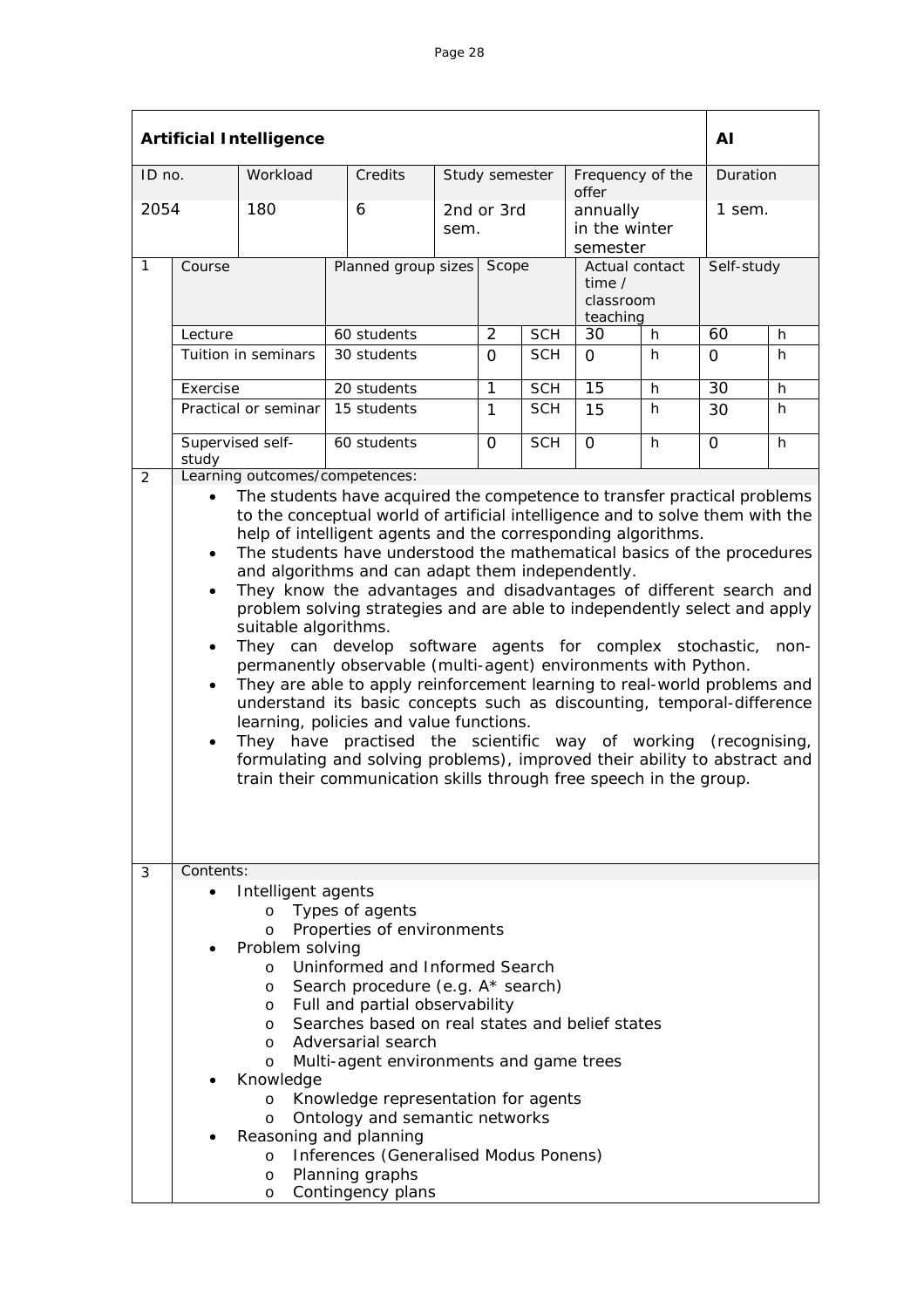| **Artificial Intelligence** | | | | | | | | | | | **AI** | |
|---|---|---|---|---|---|---|---|---|---|---|---|---|
| ID no. | | Workload | Credits | Study semester | | | Frequency of the offer | | | | Duration | |
| 2054 | | 180 | 6 | 2nd or 3rd sem. | | | annually in the winter semester | | | | 1 sem. | |
| 1 | Course | | Planned group sizes | | Scope | | Actual contact time / classroom teaching | | | | Self-study | |
| | Lecture | | 60 students | | 2 | SCH | 30 | h | | | 60 | h |
| | Tuition in seminars | | 30 students | | 0 | SCH | 0 | h | | | 0 | h |
| | Exercise | | 20 students | | 1 | SCH | 15 | h | | | 30 | h |
| | Practical or seminar | | 15 students | | 1 | SCH | 15 | h | | | 30 | h |
| | Supervised self-study | | 60 students | | 0 | SCH | 0 | h | | | 0 | h |

**2 Learning outcomes/competences:**

- The students have acquired the competence to transfer practical problems to the conceptual world of artificial intelligence and to solve them with the help of intelligent agents and the corresponding algorithms.
- The students have understood the mathematical basics of the procedures and algorithms and can adapt them independently.
- They know the advantages and disadvantages of different search and problem solving strategies and are able to independently select and apply suitable algorithms.
- They can develop software agents for complex stochastic, non-permanently observable (multi-agent) environments with Python.
- They are able to apply reinforcement learning to real-world problems and understand its basic concepts such as discounting, temporal-difference learning, policies and value functions.
- They have practised the scientific way of working (recognising, formulating and solving problems), improved their ability to abstract and train their communication skills through free speech in the group.

**3 Contents:**

- Intelligent agents
  - Types of agents
  - Properties of environments
- Problem solving
  - Uninformed and Informed Search
  - Search procedure (e.g. A* search)
  - Full and partial observability
  - Searches based on real states and belief states
  - Adversarial search
  - Multi-agent environments and game trees
- Knowledge
  - Knowledge representation for agents
  - Ontology and semantic networks
- Reasoning and planning
  - Inferences (Generalised Modus Ponens)
  - Planning graphs
  - Contingency plans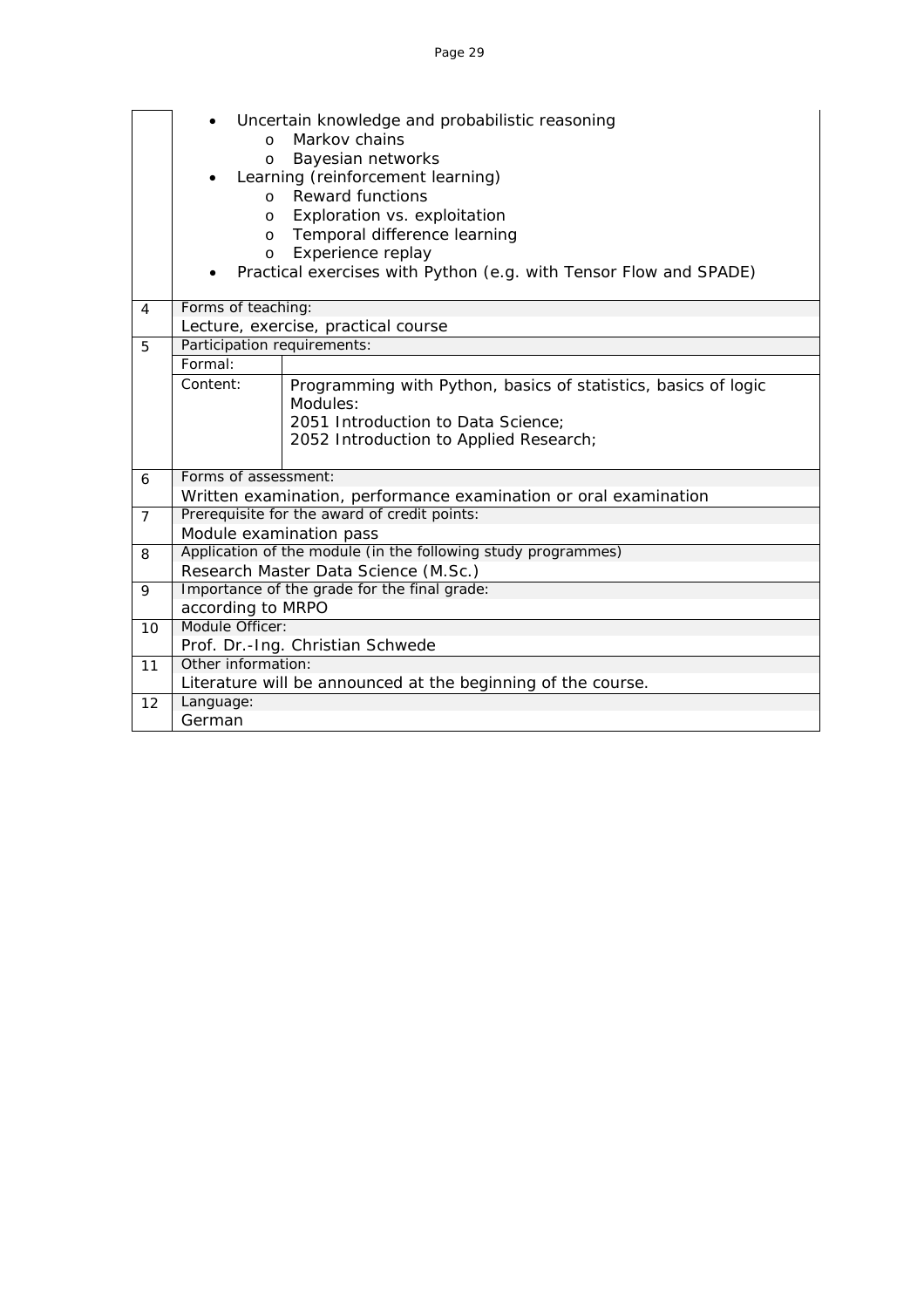|  |  |  |
|---|---|---|
|  | • Uncertain knowledge and probabilistic reasoning<br>  o Markov chains<br>  o Bayesian networks<br>• Learning (reinforcement learning)<br>  o Reward functions<br>  o Exploration vs. exploitation<br>  o Temporal difference learning<br>  o Experience replay<br>• Practical exercises with Python (e.g. with Tensor Flow and SPADE) |  |
| 4 | Forms of teaching:<br>Lecture, exercise, practical course |  |
| 5 | Participation requirements: |  |
|  | Formal: |  |
|  | Content: | Programming with Python, basics of statistics, basics of logic<br>Modules:<br>2051 Introduction to Data Science;<br>2052 Introduction to Applied Research; |
| 6 | Forms of assessment:<br>Written examination, performance examination or oral examination |  |
| 7 | Prerequisite for the award of credit points:<br>Module examination pass |  |
| 8 | Application of the module (in the following study programmes)<br>Research Master Data Science (M.Sc.) |  |
| 9 | Importance of the grade for the final grade:<br>according to MRPO |  |
| 10 | Module Officer:<br>Prof. Dr.-Ing. Christian Schwede |  |
| 11 | Other information:<br>Literature will be announced at the beginning of the course. |  |
| 12 | Language:<br>German |  |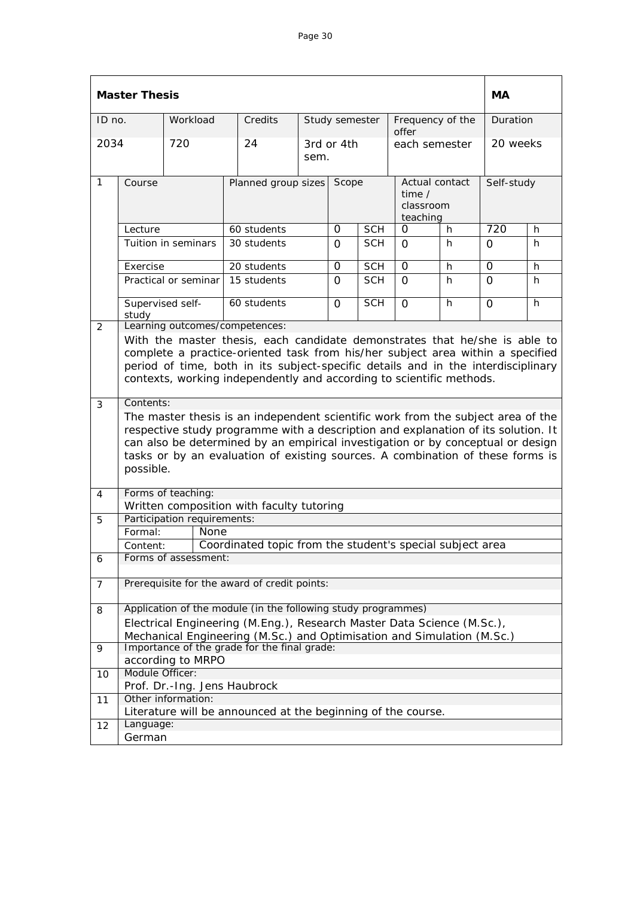| **Master Thesis** | | | | | | | **MA** |
|---|---|---|---|---|---|---|---|
| ID no. | Workload | Credits | Study semester | | Frequency of the offer | | Duration |
| 2034 | 720 | 24 | 3rd or 4th sem. | | each semester | | 20 weeks |

| | | | | | | | | |
|---|---|---|---|---|---|---|---|---|
| 1 | Course | Planned group sizes | Scope | | Actual contact time / classroom teaching | | Self-study | |
| | Lecture | 60 students | 0 | SCH | 0 | h | 720 | h |
| | Tuition in seminars | 30 students | 0 | SCH | 0 | h | 0 | h |
| | Exercise | 20 students | 0 | SCH | 0 | h | 0 | h |
| | Practical or seminar | 15 students | 0 | SCH | 0 | h | 0 | h |
| | Supervised self-study | 60 students | 0 | SCH | 0 | h | 0 | h |

**2 Learning outcomes/competences:**

With the master thesis, each candidate demonstrates that he/she is able to complete a practice-oriented task from his/her subject area within a specified period of time, both in its subject-specific details and in the interdisciplinary contexts, working independently and according to scientific methods.

**3 Contents:**

The master thesis is an independent scientific work from the subject area of the respective study programme with a description and explanation of its solution. It can also be determined by an empirical investigation or by conceptual or design tasks or by an evaluation of existing sources. A combination of these forms is possible.

**4 Forms of teaching:**

Written composition with faculty tutoring

**5 Participation requirements:**

| | |
|---|---|
| Formal: | None |
| Content: | Coordinated topic from the student's special subject area |

**6 Forms of assessment:**

**7 Prerequisite for the award of credit points:**

**8 Application of the module (in the following study programmes)**

Electrical Engineering (M.Eng.), Research Master Data Science (M.Sc.), Mechanical Engineering (M.Sc.) and Optimisation and Simulation (M.Sc.)

**9 Importance of the grade for the final grade:**

according to MRPO

**10 Module Officer:**

Prof. Dr.-Ing. Jens Haubrock

**11 Other information:**

Literature will be announced at the beginning of the course.

**12 Language:**

German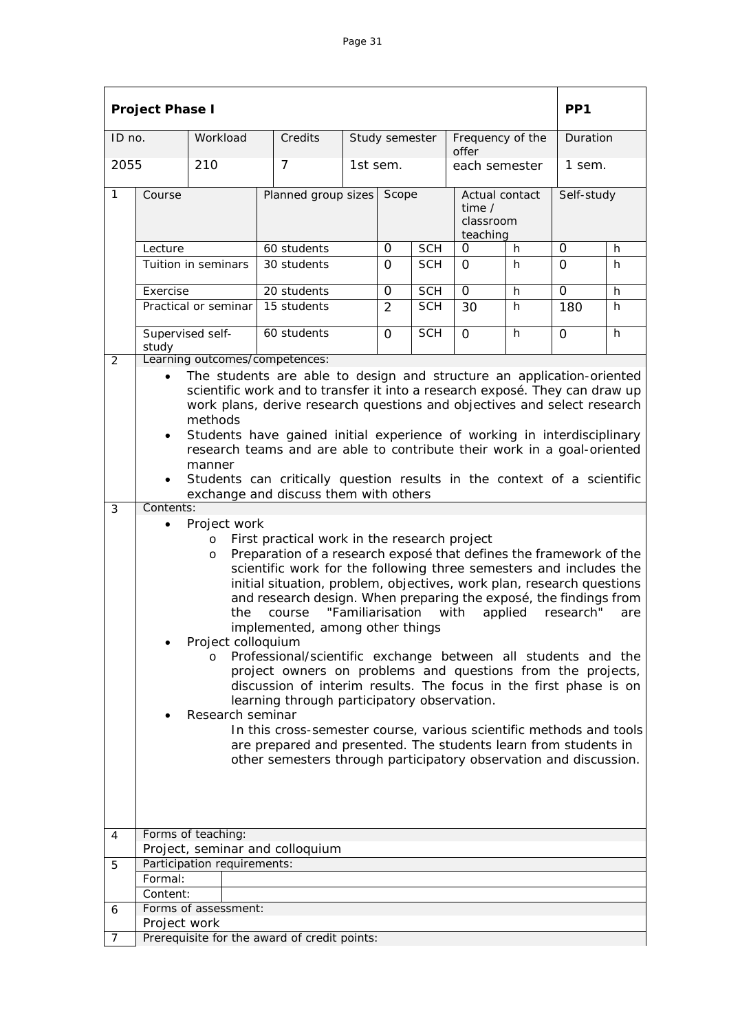| **Project Phase I** | | | | | | | | | | **PP1** | |
|---|---|---|---|---|---|---|---|---|---|---|---|
| ID no. | Workload | | Credits | Study semester | | | Frequency of the offer | | | Duration | |
| 2055 | 210 | | 7 | 1st sem. | | | each semester | | | 1 sem. | |
| 1 | Course | | Planned group sizes | | Scope | | Actual contact time / classroom teaching | | Self-study | | |
| | Lecture | | 60 students | | 0 | SCH | 0 | h | 0 | h | |
| | Tuition in seminars | | 30 students | | 0 | SCH | 0 | h | 0 | h | |
| | Exercise | | 20 students | | 0 | SCH | 0 | h | 0 | h | |
| | Practical or seminar | | 15 students | | 2 | SCH | 30 | h | 180 | h | |
| | Supervised self-study | | 60 students | | 0 | SCH | 0 | h | 0 | h | |

**2 Learning outcomes/competences:**

- The students are able to design and structure an application-oriented scientific work and to transfer it into a research exposé. They can draw up work plans, derive research questions and objectives and select research methods
- Students have gained initial experience of working in interdisciplinary research teams and are able to contribute their work in a goal-oriented manner
- Students can critically question results in the context of a scientific exchange and discuss them with others

**3 Contents:**

- Project work
  - First practical work in the research project
  - Preparation of a research exposé that defines the framework of the scientific work for the following three semesters and includes the initial situation, problem, objectives, work plan, research questions and research design. When preparing the exposé, the findings from the course "Familiarisation with applied research" are implemented, among other things
- Project colloquium
  - Professional/scientific exchange between all students and the project owners on problems and questions from the projects, discussion of interim results. The focus in the first phase is on learning through participatory observation.
- Research seminar

  In this cross-semester course, various scientific methods and tools are prepared and presented. The students learn from students in other semesters through participatory observation and discussion.

**4 Forms of teaching:**

Project, seminar and colloquium

**5 Participation requirements:**

| Formal: | |
|---|---|
| Content: | |

**6 Forms of assessment:**

Project work

**7 Prerequisite for the award of credit points:**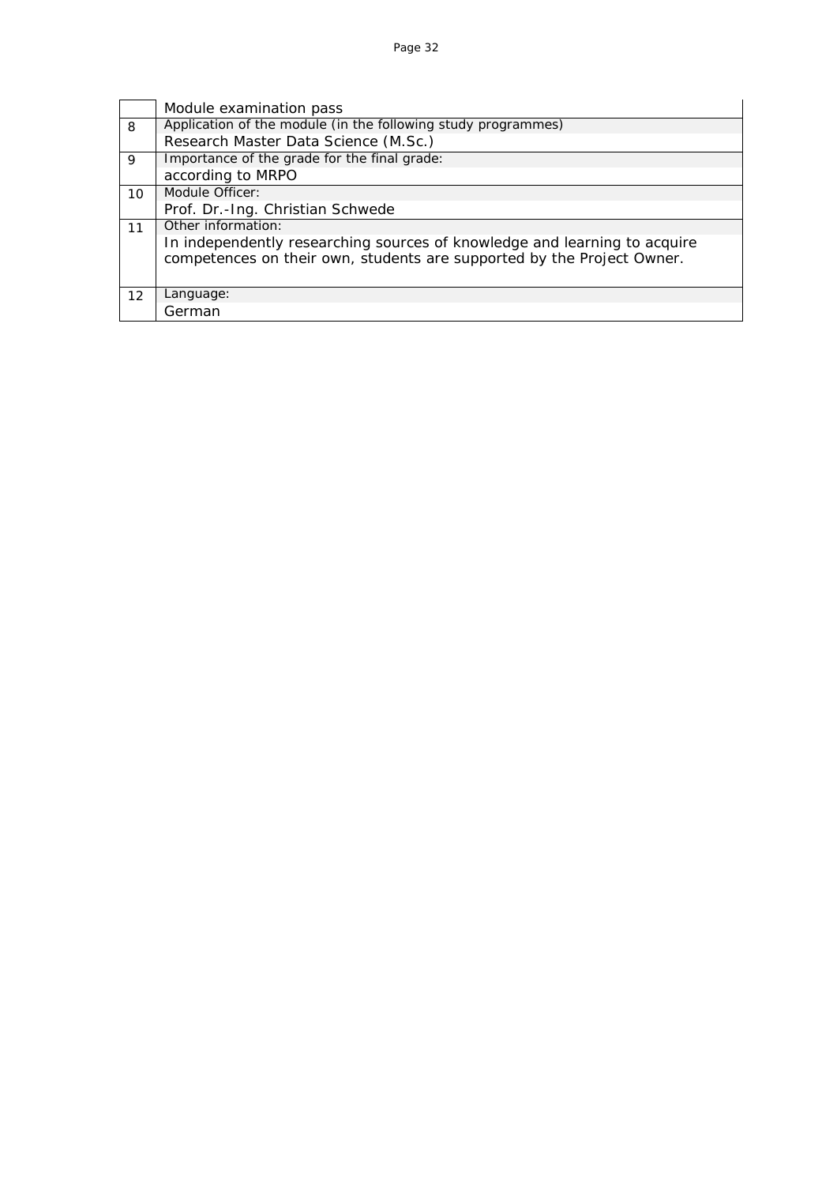| | |
|---|---|
| | Module examination pass |
| 8 | Application of the module (in the following study programmes)<br>Research Master Data Science (M.Sc.) |
| 9 | Importance of the grade for the final grade:<br>according to MRPO |
| 10 | Module Officer:<br>Prof. Dr.-Ing. Christian Schwede |
| 11 | Other information:<br>In independently researching sources of knowledge and learning to acquire competences on their own, students are supported by the Project Owner. |
| 12 | Language:<br>German |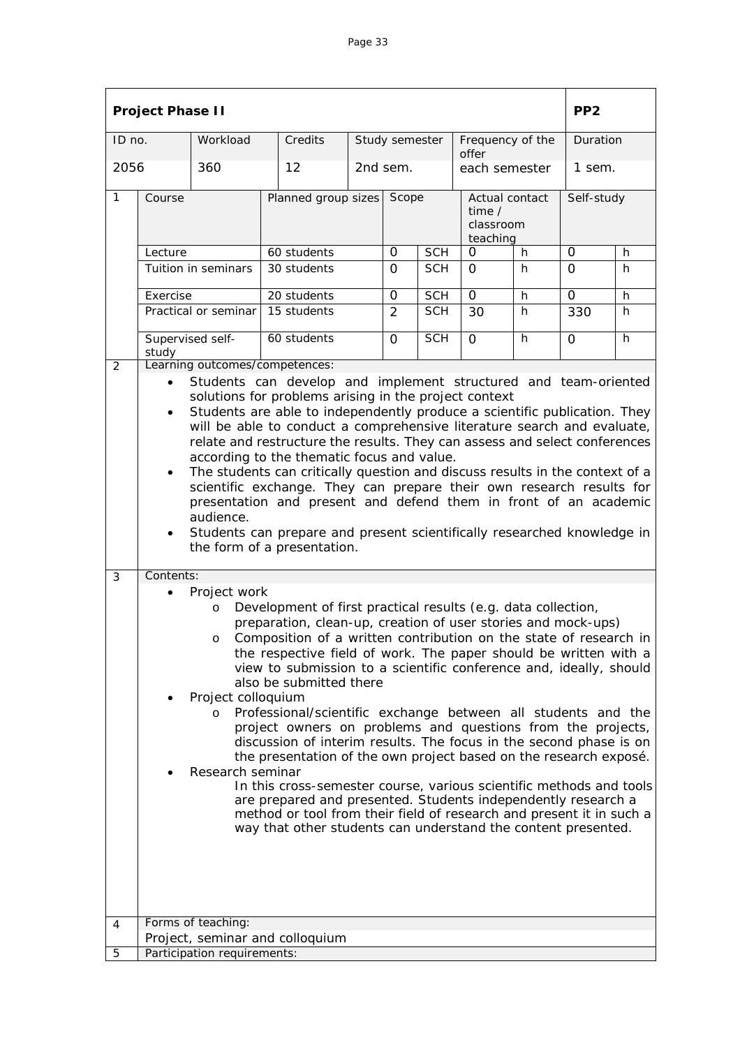| **Project Phase II** | | | | | | | | | **PP2** |
|---|---|---|---|---|---|---|---|---|---|
| ID no. | Workload | Credits | Study semester | | Frequency of the offer | | | | Duration |
| 2056 | 360 | 12 | 2nd sem. | | each semester | | | | 1 sem. |

| 1 | Course | Planned group sizes | Scope | | Actual contact time / classroom teaching | | Self-study | |
|---|---|---|---|---|---|---|---|---|
| | Lecture | 60 students | 0 | SCH | 0 | h | 0 | h |
| | Tuition in seminars | 30 students | 0 | SCH | 0 | h | 0 | h |
| | Exercise | 20 students | 0 | SCH | 0 | h | 0 | h |
| | Practical or seminar | 15 students | 2 | SCH | 30 | h | 330 | h |
| | Supervised self-study | 60 students | 0 | SCH | 0 | h | 0 | h |

**2 Learning outcomes/competences:**

- Students can develop and implement structured and team-oriented solutions for problems arising in the project context
- Students are able to independently produce a scientific publication. They will be able to conduct a comprehensive literature search and evaluate, relate and restructure the results. They can assess and select conferences according to the thematic focus and value.
- The students can critically question and discuss results in the context of a scientific exchange. They can prepare their own research results for presentation and present and defend them in front of an academic audience.
- Students can prepare and present scientifically researched knowledge in the form of a presentation.

**3 Contents:**

- Project work
  - Development of first practical results (e.g. data collection, preparation, clean-up, creation of user stories and mock-ups)
  - Composition of a written contribution on the state of research in the respective field of work. The paper should be written with a view to submission to a scientific conference and, ideally, should also be submitted there
- Project colloquium
  - Professional/scientific exchange between all students and the project owners on problems and questions from the projects, discussion of interim results. The focus in the second phase is on the presentation of the own project based on the research exposé.
- Research seminar

  In this cross-semester course, various scientific methods and tools are prepared and presented. Students independently research a method or tool from their field of research and present it in such a way that other students can understand the content presented.

**4 Forms of teaching:**

Project, seminar and colloquium

**5 Participation requirements:**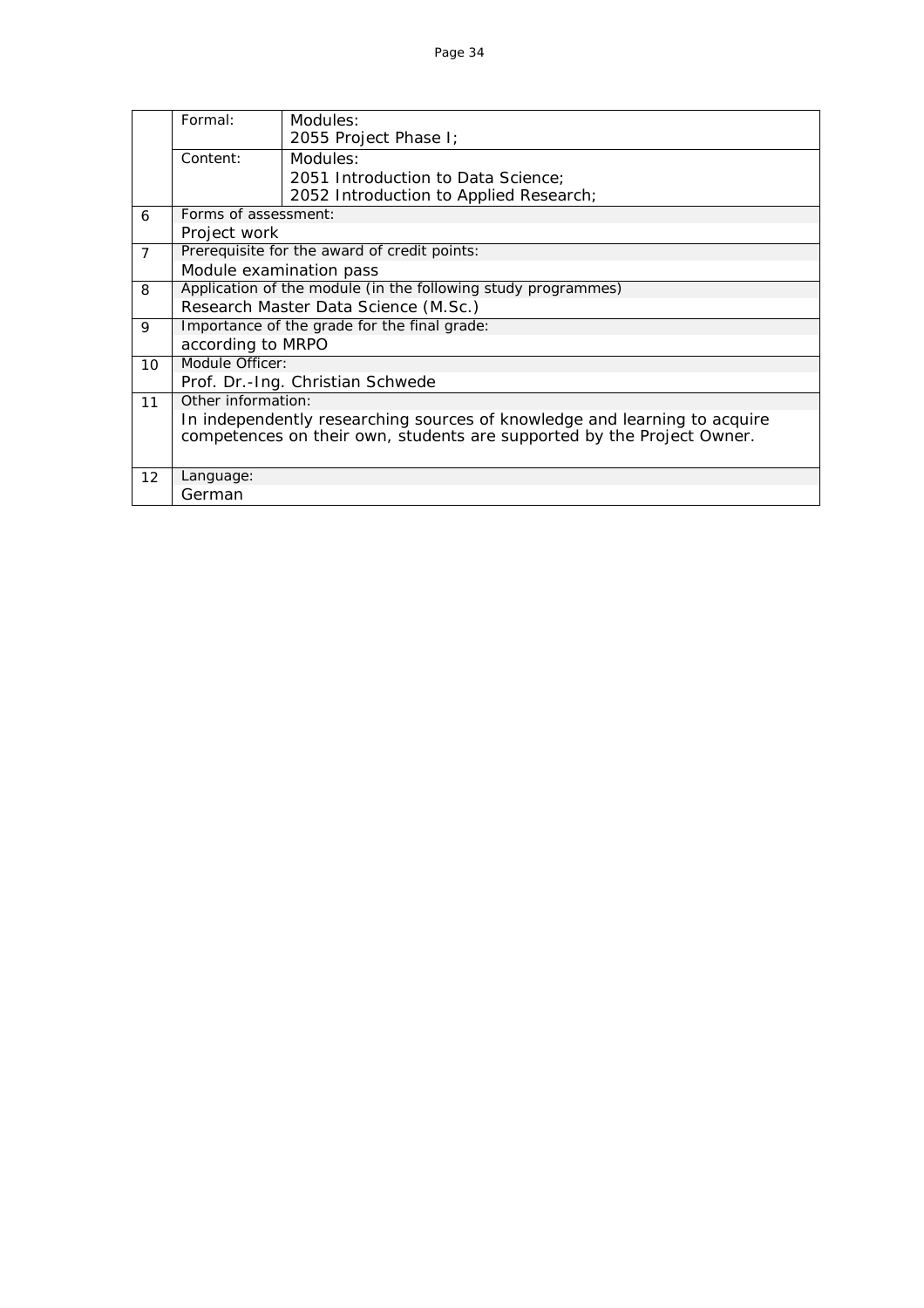| | | |
|---|---|---|
| | Formal: | Modules:<br>2055 Project Phase I; |
| | Content: | Modules:<br>2051 Introduction to Data Science;<br>2052 Introduction to Applied Research; |
| 6 | Forms of assessment:<br>Project work | |
| 7 | Prerequisite for the award of credit points:<br>Module examination pass | |
| 8 | Application of the module (in the following study programmes)<br>Research Master Data Science (M.Sc.) | |
| 9 | Importance of the grade for the final grade:<br>according to MRPO | |
| 10 | Module Officer:<br>Prof. Dr.-Ing. Christian Schwede | |
| 11 | Other information:<br>In independently researching sources of knowledge and learning to acquire competences on their own, students are supported by the Project Owner. | |
| 12 | Language:<br>German | |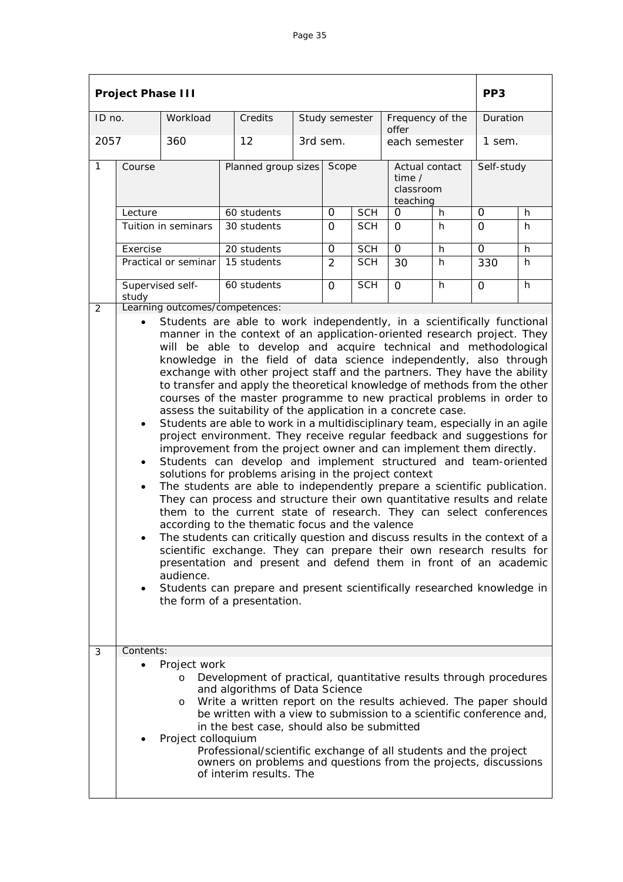| **Project Phase III** | | | | | | | | | **PP3** | |
|---|---|---|---|---|---|---|---|---|---|---|
| ID no. | Workload | | Credits | Study semester | | Frequency of the offer | | | Duration | |
| 2057 | 360 | | 12 | 3rd sem. | | each semester | | | 1 sem. | |
| 1 | Course | | Planned group sizes | Scope | | Actual contact time / classroom teaching | | | Self-study | |
| | Lecture | | 60 students | 0 | SCH | 0 | h | | 0 | h |
| | Tuition in seminars | | 30 students | 0 | SCH | 0 | h | | 0 | h |
| | Exercise | | 20 students | 0 | SCH | 0 | h | | 0 | h |
| | Practical or seminar | | 15 students | 2 | SCH | 30 | h | | 330 | h |
| | Supervised self-study | | 60 students | 0 | SCH | 0 | h | | 0 | h |

**2 Learning outcomes/competences:**

- Students are able to work independently, in a scientifically functional manner in the context of an application-oriented research project. They will be able to develop and acquire technical and methodological knowledge in the field of data science independently, also through exchange with other project staff and the partners. They have the ability to transfer and apply the theoretical knowledge of methods from the other courses of the master programme to new practical problems in order to assess the suitability of the application in a concrete case.
- Students are able to work in a multidisciplinary team, especially in an agile project environment. They receive regular feedback and suggestions for improvement from the project owner and can implement them directly.
- Students can develop and implement structured and team-oriented solutions for problems arising in the project context
- The students are able to independently prepare a scientific publication. They can process and structure their own quantitative results and relate them to the current state of research. They can select conferences according to the thematic focus and the valence
- The students can critically question and discuss results in the context of a scientific exchange. They can prepare their own research results for presentation and present and defend them in front of an academic audience.
- Students can prepare and present scientifically researched knowledge in the form of a presentation.

**3 Contents:**

- Project work
  - Development of practical, quantitative results through procedures and algorithms of Data Science
  - Write a written report on the results achieved. The paper should be written with a view to submission to a scientific conference and, in the best case, should also be submitted
- Project colloquium

  Professional/scientific exchange of all students and the project owners on problems and questions from the projects, discussions of interim results. The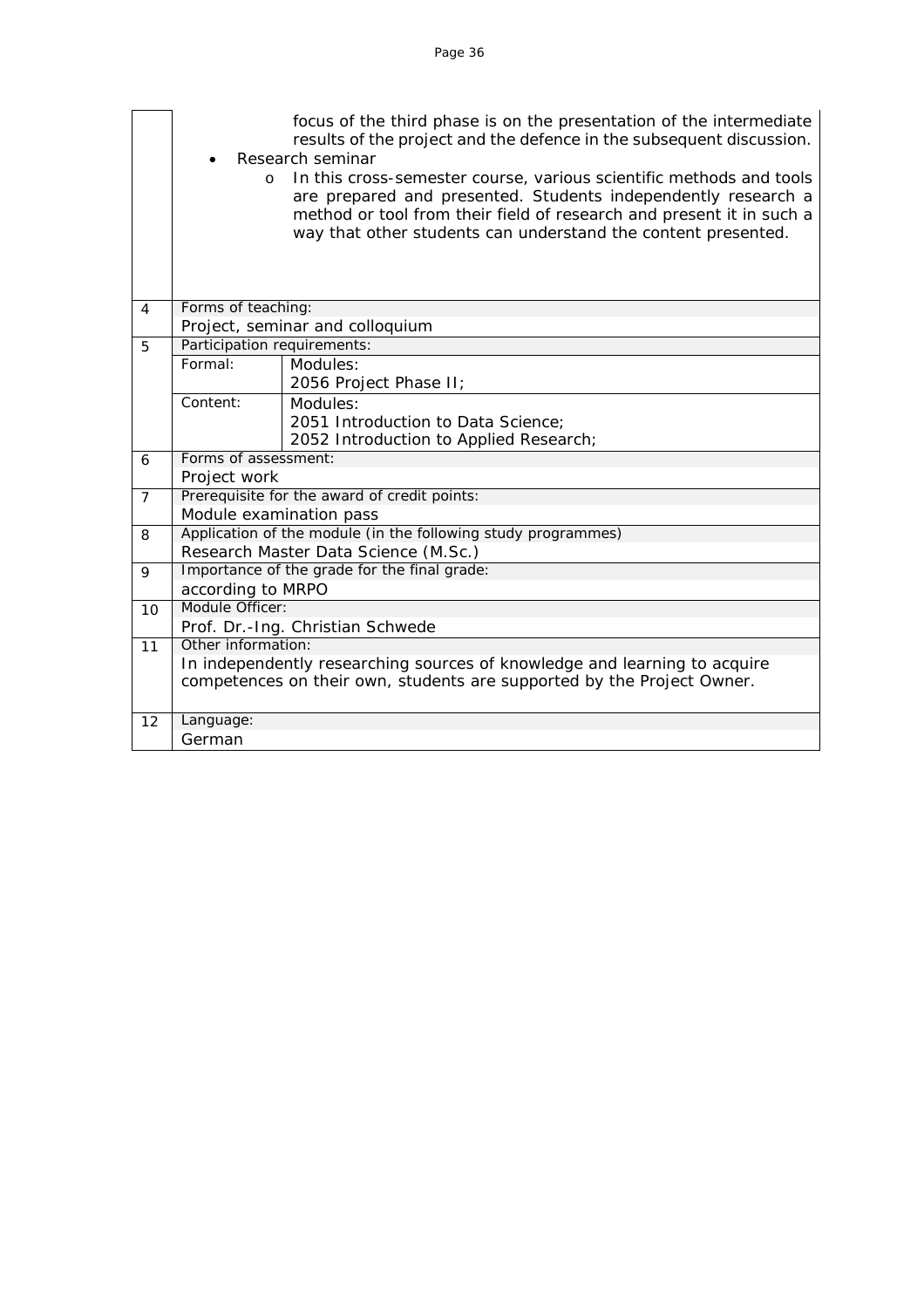| | |
|---|---|
| | focus of the third phase is on the presentation of the intermediate results of the project and the defence in the subsequent discussion.<br>• Research seminar<br>  o In this cross-semester course, various scientific methods and tools are prepared and presented. Students independently research a method or tool from their field of research and present it in such a way that other students can understand the content presented. |
| 4 | Forms of teaching:<br>Project, seminar and colloquium |
| 5 | Participation requirements:<br>Formal: Modules:<br>2056 Project Phase II;<br>Content: Modules:<br>2051 Introduction to Data Science;<br>2052 Introduction to Applied Research; |
| 6 | Forms of assessment:<br>Project work |
| 7 | Prerequisite for the award of credit points:<br>Module examination pass |
| 8 | Application of the module (in the following study programmes)<br>Research Master Data Science (M.Sc.) |
| 9 | Importance of the grade for the final grade:<br>according to MRPO |
| 10 | Module Officer:<br>Prof. Dr.-Ing. Christian Schwede |
| 11 | Other information:<br>In independently researching sources of knowledge and learning to acquire competences on their own, students are supported by the Project Owner. |
| 12 | Language:<br>German |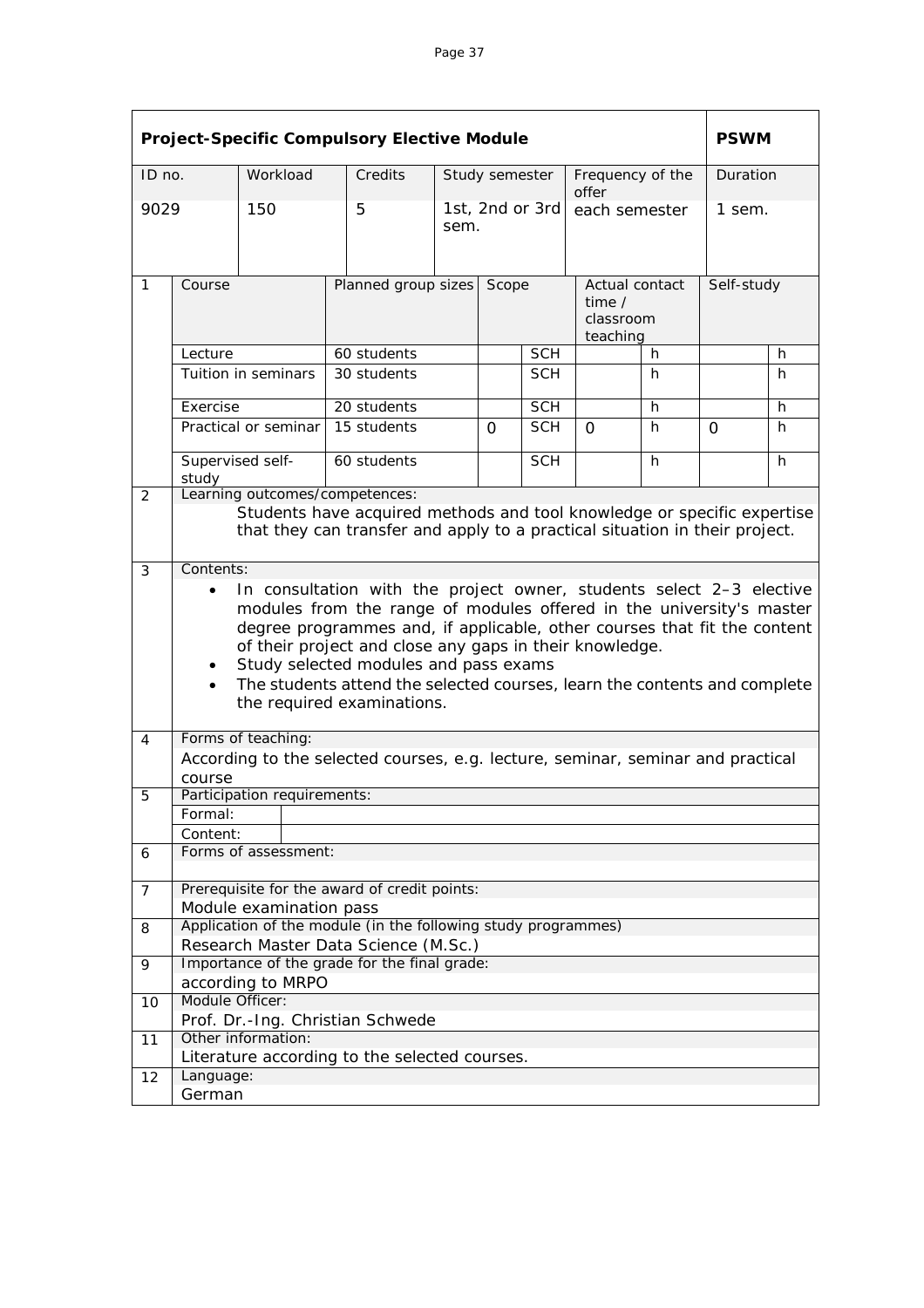| **Project-Specific Compulsory Elective Module** | | | | | | **PSWM** |
|---|---|---|---|---|---|---|
| ID no. | Workload | Credits | Study semester | Frequency of the offer | | Duration |
| 9029 | 150 | 5 | 1st, 2nd or 3rd sem. | each semester | | 1 sem. |

| 1 | Course | Planned group sizes | Scope | | Actual contact time / classroom teaching | | Self-study | |
|---|---|---|---|---|---|---|---|---|
| | Lecture | 60 students | | SCH | | h | | h |
| | Tuition in seminars | 30 students | | SCH | | h | | h |
| | Exercise | 20 students | | SCH | | h | | h |
| | Practical or seminar | 15 students | 0 | SCH | 0 | h | 0 | h |
| | Supervised self-study | 60 students | | SCH | | h | | h |

**2** Learning outcomes/competences:

Students have acquired methods and tool knowledge or specific expertise that they can transfer and apply to a practical situation in their project.

**3** Contents:

- In consultation with the project owner, students select 2–3 elective modules from the range of modules offered in the university's master degree programmes and, if applicable, other courses that fit the content of their project and close any gaps in their knowledge.
- Study selected modules and pass exams
- The students attend the selected courses, learn the contents and complete the required examinations.

**4** Forms of teaching:

According to the selected courses, e.g. lecture, seminar, seminar and practical course

**5** Participation requirements:

Formal:

Content:

**6** Forms of assessment:

**7** Prerequisite for the award of credit points:

Module examination pass

**8** Application of the module (in the following study programmes)

Research Master Data Science (M.Sc.)

**9** Importance of the grade for the final grade:

according to MRPO

**10** Module Officer:

Prof. Dr.-Ing. Christian Schwede

**11** Other information:

Literature according to the selected courses.

**12** Language:

German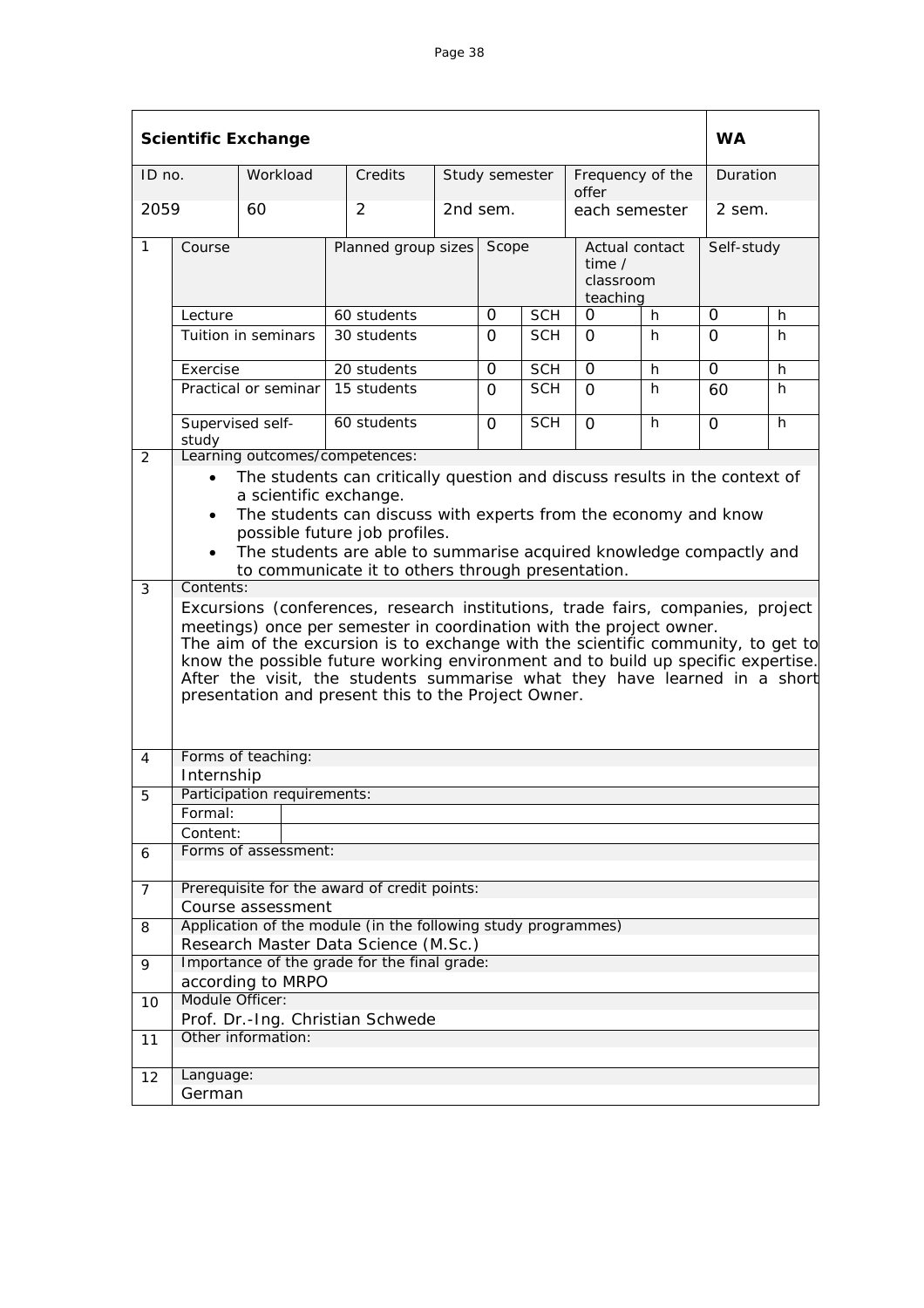| **Scientific Exchange** | | | | | | | | | | | **WA** | |
|---|---|---|---|---|---|---|---|---|---|---|---|---|
| ID no. | Workload | | Credits | Study semester | | | Frequency of the offer | | | | Duration | |
| 2059 | 60 | | 2 | 2nd sem. | | | each semester | | | | 2 sem. | |
| 1 | Course | | Planned group sizes | | Scope | | Actual contact time / classroom teaching | | | | Self-study | |
| | Lecture | | 60 students | | 0 | SCH | 0 | h | | | 0 | h |
| | Tuition in seminars | | 30 students | | 0 | SCH | 0 | h | | | 0 | h |
| | Exercise | | 20 students | | 0 | SCH | 0 | h | | | 0 | h |
| | Practical or seminar | | 15 students | | 0 | SCH | 0 | h | | | 60 | h |
| | Supervised self-study | | 60 students | | 0 | SCH | 0 | h | | | 0 | h |

**2 Learning outcomes/competences:**

- The students can critically question and discuss results in the context of a scientific exchange.
- The students can discuss with experts from the economy and know possible future job profiles.
- The students are able to summarise acquired knowledge compactly and to communicate it to others through presentation.

**3 Contents:**

Excursions (conferences, research institutions, trade fairs, companies, project meetings) once per semester in coordination with the project owner.
The aim of the excursion is to exchange with the scientific community, to get to know the possible future working environment and to build up specific expertise. After the visit, the students summarise what they have learned in a short presentation and present this to the Project Owner.

**4 Forms of teaching:**

Internship

**5 Participation requirements:**

Formal:

Content:

**6 Forms of assessment:**

**7 Prerequisite for the award of credit points:**

Course assessment

**8 Application of the module (in the following study programmes)**

Research Master Data Science (M.Sc.)

**9 Importance of the grade for the final grade:**

according to MRPO

**10 Module Officer:**

Prof. Dr.-Ing. Christian Schwede

**11 Other information:**

**12 Language:**

German